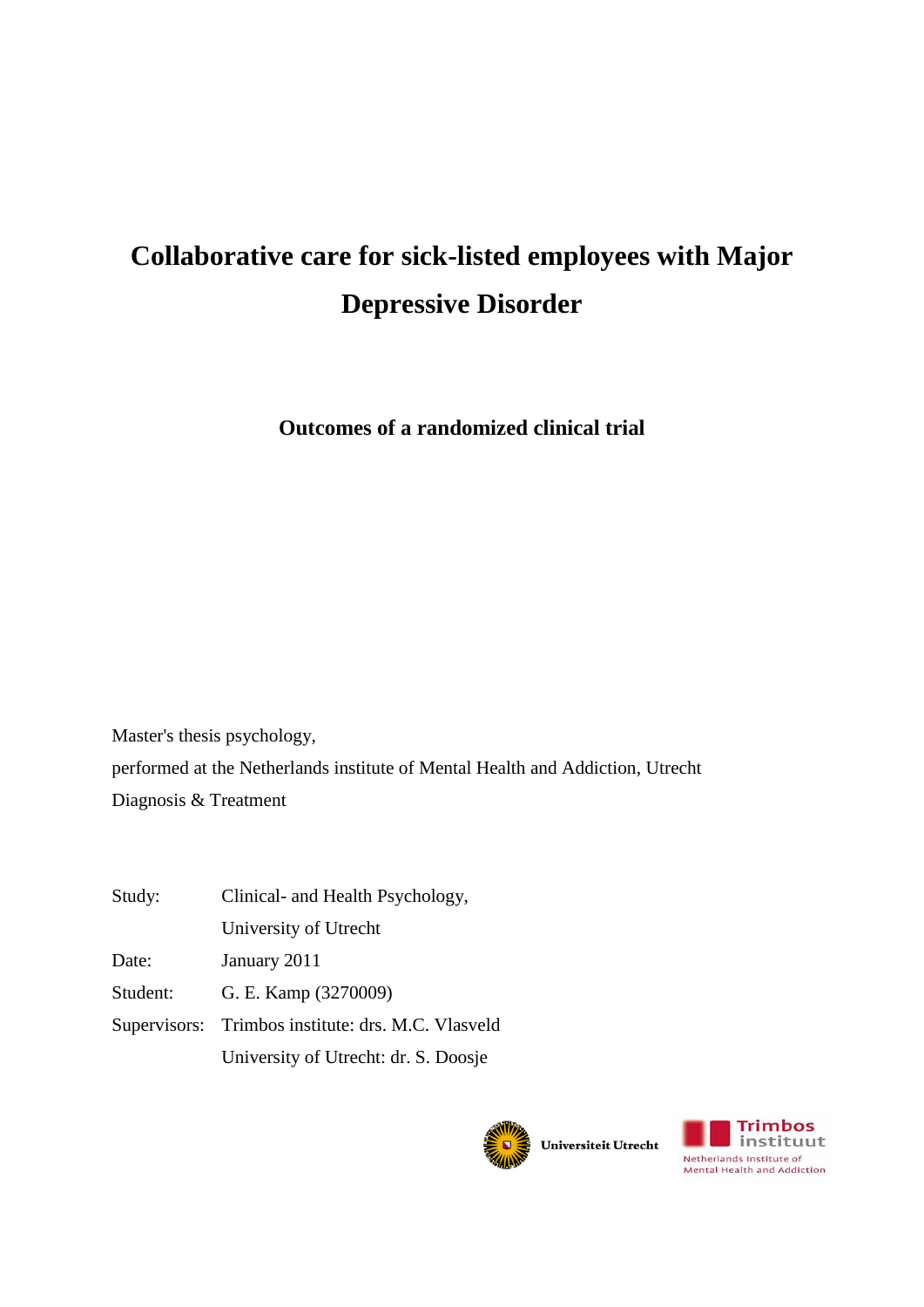# Collaborative care for sick-listed employees with Major Depressive Disorder

**Outcomes of a randomized clinical trial**

Master's thesis psychology,

performed at the Netherlands institute of Mental Health and Addiction, Utrecht

Diagnosis & Treatment

Study: Clinical- and Health Psychology,
University of Utrecht

Date: January 2011

Student: G. E. Kamp (3270009)

Supervisors: Trimbos institute: drs. M.C. Vlasveld
University of Utrecht: dr. S. Doosje

Universiteit Utrecht

Trimbos instituut
Netherlands Institute of Mental Health and Addiction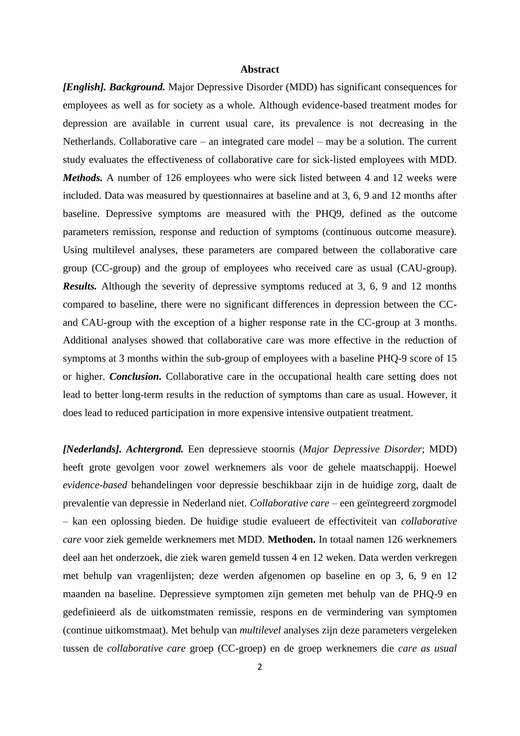**Abstract**

***[English]. Background.*** Major Depressive Disorder (MDD) has significant consequences for employees as well as for society as a whole. Although evidence-based treatment modes for depression are available in current usual care, its prevalence is not decreasing in the Netherlands. Collaborative care – an integrated care model – may be a solution. The current study evaluates the effectiveness of collaborative care for sick-listed employees with MDD. ***Methods.*** A number of 126 employees who were sick listed between 4 and 12 weeks were included. Data was measured by questionnaires at baseline and at 3, 6, 9 and 12 months after baseline. Depressive symptoms are measured with the PHQ9, defined as the outcome parameters remission, response and reduction of symptoms (continuous outcome measure). Using multilevel analyses, these parameters are compared between the collaborative care group (CC-group) and the group of employees who received care as usual (CAU-group). ***Results.*** Although the severity of depressive symptoms reduced at 3, 6, 9 and 12 months compared to baseline, there were no significant differences in depression between the CC- and CAU-group with the exception of a higher response rate in the CC-group at 3 months. Additional analyses showed that collaborative care was more effective in the reduction of symptoms at 3 months within the sub-group of employees with a baseline PHQ-9 score of 15 or higher. ***Conclusion.*** Collaborative care in the occupational health care setting does not lead to better long-term results in the reduction of symptoms than care as usual. However, it does lead to reduced participation in more expensive intensive outpatient treatment.

***[Nederlands]. Achtergrond.*** Een depressieve stoornis (*Major Depressive Disorder*; MDD) heeft grote gevolgen voor zowel werknemers als voor de gehele maatschappij. Hoewel *evidence-based* behandelingen voor depressie beschikbaar zijn in de huidige zorg, daalt de prevalentie van depressie in Nederland niet. *Collaborative care* – een geïntegreerd zorgmodel – kan een oplossing bieden. De huidige studie evalueert de effectiviteit van *collaborative care* voor ziek gemelde werknemers met MDD. **Methoden.** In totaal namen 126 werknemers deel aan het onderzoek, die ziek waren gemeld tussen 4 en 12 weken. Data werden verkregen met behulp van vragenlijsten; deze werden afgenomen op baseline en op 3, 6, 9 en 12 maanden na baseline. Depressieve symptomen zijn gemeten met behulp van de PHQ-9 en gedefinieerd als de uitkomstmaten remissie, respons en de vermindering van symptomen (continue uitkomstmaat). Met behulp van *multilevel* analyses zijn deze parameters vergeleken tussen de *collaborative care* groep (CC-groep) en de groep werknemers die *care as usual*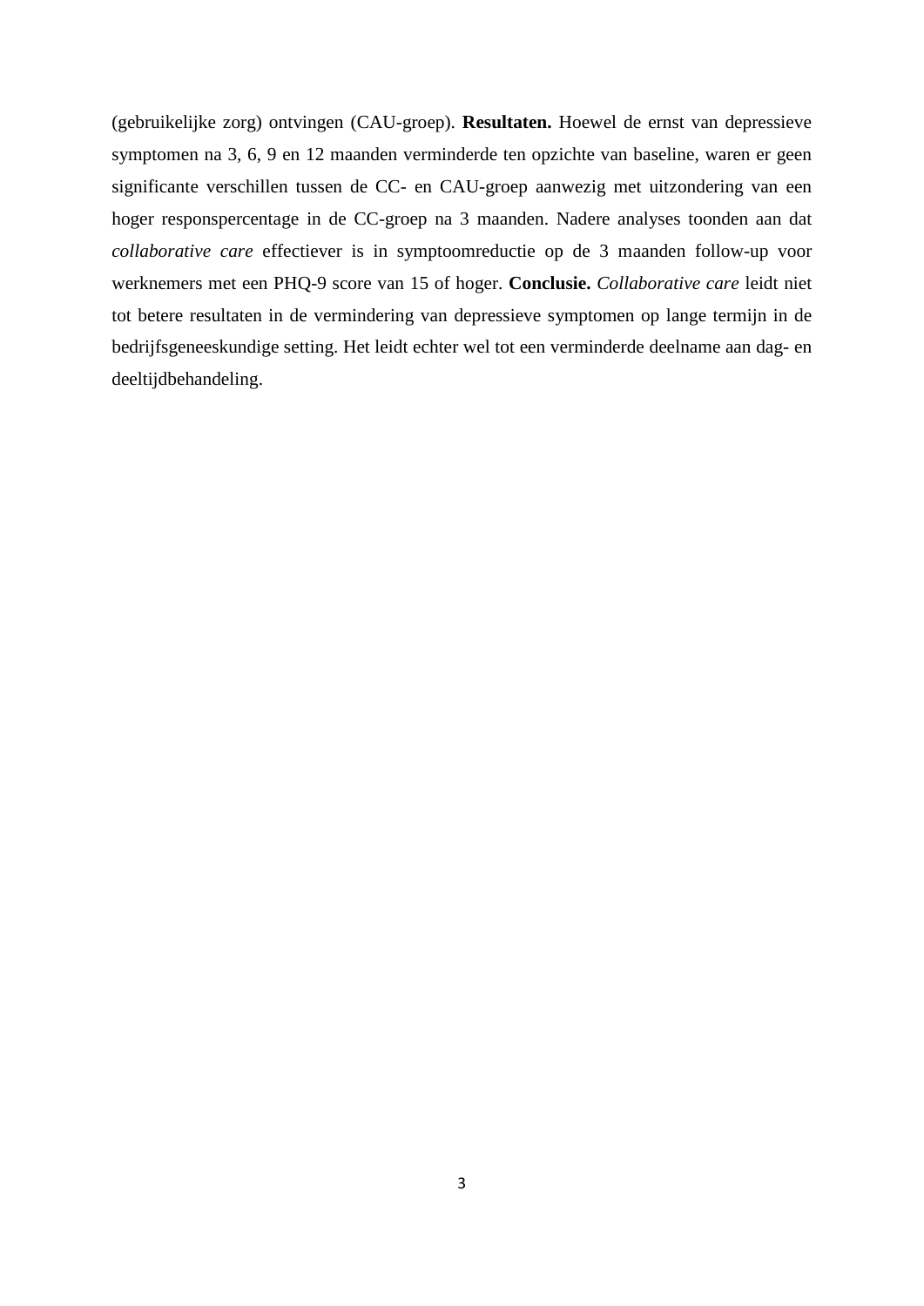(gebruikelijke zorg) ontvingen (CAU-groep). **Resultaten.** Hoewel de ernst van depressieve symptomen na 3, 6, 9 en 12 maanden verminderde ten opzichte van baseline, waren er geen significante verschillen tussen de CC- en CAU-groep aanwezig met uitzondering van een hoger responspercentage in de CC-groep na 3 maanden. Nadere analyses toonden aan dat *collaborative care* effectiever is in symptoomreductie op de 3 maanden follow-up voor werknemers met een PHQ-9 score van 15 of hoger. **Conclusie.** *Collaborative care* leidt niet tot betere resultaten in de vermindering van depressieve symptomen op lange termijn in de bedrijfsgeneeskundige setting. Het leidt echter wel tot een verminderde deelname aan dag- en deeltijdbehandeling.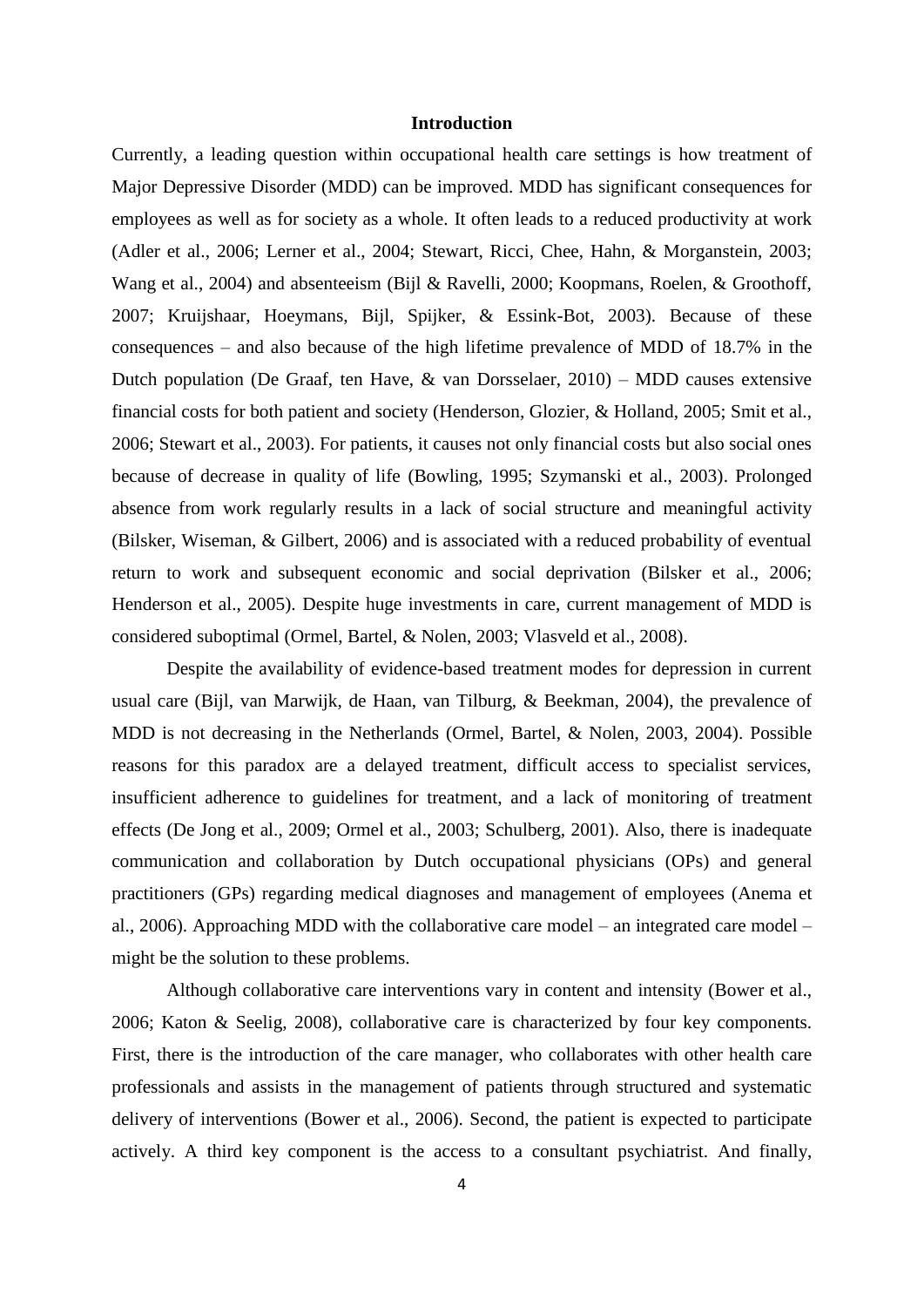## Introduction

Currently, a leading question within occupational health care settings is how treatment of Major Depressive Disorder (MDD) can be improved. MDD has significant consequences for employees as well as for society as a whole. It often leads to a reduced productivity at work (Adler et al., 2006; Lerner et al., 2004; Stewart, Ricci, Chee, Hahn, & Morganstein, 2003; Wang et al., 2004) and absenteeism (Bijl & Ravelli, 2000; Koopmans, Roelen, & Groothoff, 2007; Kruijshaar, Hoeymans, Bijl, Spijker, & Essink-Bot, 2003). Because of these consequences – and also because of the high lifetime prevalence of MDD of 18.7% in the Dutch population (De Graaf, ten Have, & van Dorsselaer, 2010) – MDD causes extensive financial costs for both patient and society (Henderson, Glozier, & Holland, 2005; Smit et al., 2006; Stewart et al., 2003). For patients, it causes not only financial costs but also social ones because of decrease in quality of life (Bowling, 1995; Szymanski et al., 2003). Prolonged absence from work regularly results in a lack of social structure and meaningful activity (Bilsker, Wiseman, & Gilbert, 2006) and is associated with a reduced probability of eventual return to work and subsequent economic and social deprivation (Bilsker et al., 2006; Henderson et al., 2005). Despite huge investments in care, current management of MDD is considered suboptimal (Ormel, Bartel, & Nolen, 2003; Vlasveld et al., 2008).

Despite the availability of evidence-based treatment modes for depression in current usual care (Bijl, van Marwijk, de Haan, van Tilburg, & Beekman, 2004), the prevalence of MDD is not decreasing in the Netherlands (Ormel, Bartel, & Nolen, 2003, 2004). Possible reasons for this paradox are a delayed treatment, difficult access to specialist services, insufficient adherence to guidelines for treatment, and a lack of monitoring of treatment effects (De Jong et al., 2009; Ormel et al., 2003; Schulberg, 2001). Also, there is inadequate communication and collaboration by Dutch occupational physicians (OPs) and general practitioners (GPs) regarding medical diagnoses and management of employees (Anema et al., 2006). Approaching MDD with the collaborative care model – an integrated care model – might be the solution to these problems.

Although collaborative care interventions vary in content and intensity (Bower et al., 2006; Katon & Seelig, 2008), collaborative care is characterized by four key components. First, there is the introduction of the care manager, who collaborates with other health care professionals and assists in the management of patients through structured and systematic delivery of interventions (Bower et al., 2006). Second, the patient is expected to participate actively. A third key component is the access to a consultant psychiatrist. And finally,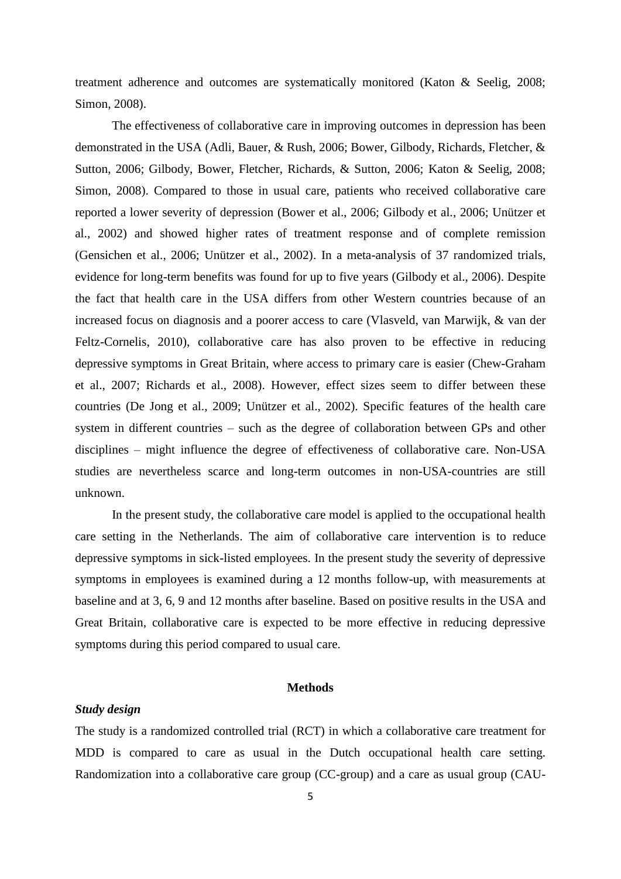treatment adherence and outcomes are systematically monitored (Katon & Seelig, 2008; Simon, 2008).

The effectiveness of collaborative care in improving outcomes in depression has been demonstrated in the USA (Adli, Bauer, & Rush, 2006; Bower, Gilbody, Richards, Fletcher, & Sutton, 2006; Gilbody, Bower, Fletcher, Richards, & Sutton, 2006; Katon & Seelig, 2008; Simon, 2008). Compared to those in usual care, patients who received collaborative care reported a lower severity of depression (Bower et al., 2006; Gilbody et al., 2006; Unützer et al., 2002) and showed higher rates of treatment response and of complete remission (Gensichen et al., 2006; Unützer et al., 2002). In a meta-analysis of 37 randomized trials, evidence for long-term benefits was found for up to five years (Gilbody et al., 2006). Despite the fact that health care in the USA differs from other Western countries because of an increased focus on diagnosis and a poorer access to care (Vlasveld, van Marwijk, & van der Feltz-Cornelis, 2010), collaborative care has also proven to be effective in reducing depressive symptoms in Great Britain, where access to primary care is easier (Chew-Graham et al., 2007; Richards et al., 2008). However, effect sizes seem to differ between these countries (De Jong et al., 2009; Unützer et al., 2002). Specific features of the health care system in different countries – such as the degree of collaboration between GPs and other disciplines – might influence the degree of effectiveness of collaborative care. Non-USA studies are nevertheless scarce and long-term outcomes in non-USA-countries are still unknown.

In the present study, the collaborative care model is applied to the occupational health care setting in the Netherlands. The aim of collaborative care intervention is to reduce depressive symptoms in sick-listed employees. In the present study the severity of depressive symptoms in employees is examined during a 12 months follow-up, with measurements at baseline and at 3, 6, 9 and 12 months after baseline. Based on positive results in the USA and Great Britain, collaborative care is expected to be more effective in reducing depressive symptoms during this period compared to usual care.

## Methods

### *Study design*

The study is a randomized controlled trial (RCT) in which a collaborative care treatment for MDD is compared to care as usual in the Dutch occupational health care setting. Randomization into a collaborative care group (CC-group) and a care as usual group (CAU-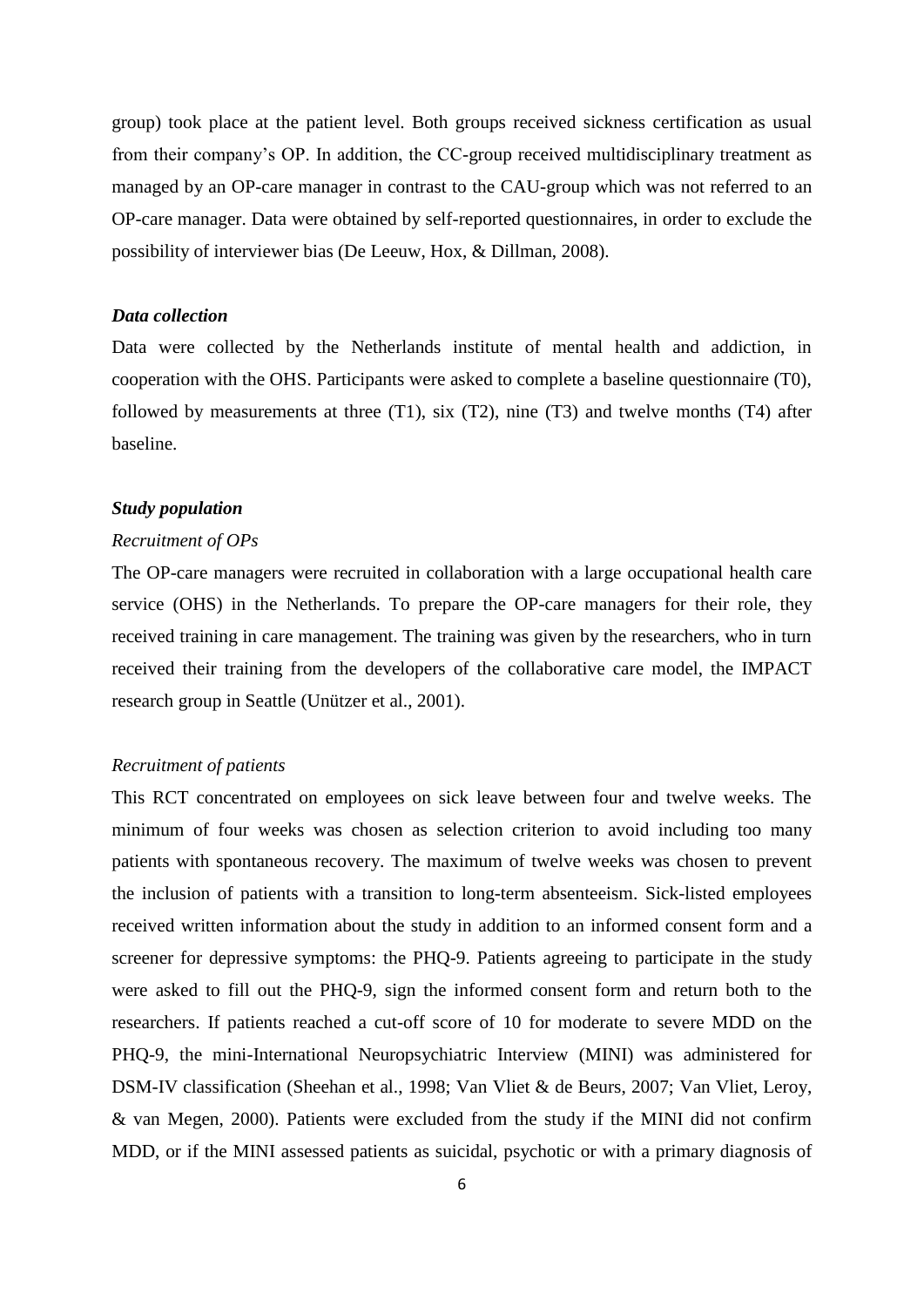group) took place at the patient level. Both groups received sickness certification as usual from their company's OP. In addition, the CC-group received multidisciplinary treatment as managed by an OP-care manager in contrast to the CAU-group which was not referred to an OP-care manager. Data were obtained by self-reported questionnaires, in order to exclude the possibility of interviewer bias (De Leeuw, Hox, & Dillman, 2008).

### *Data collection*

Data were collected by the Netherlands institute of mental health and addiction, in cooperation with the OHS. Participants were asked to complete a baseline questionnaire (T0), followed by measurements at three (T1), six (T2), nine (T3) and twelve months (T4) after baseline.

### *Study population*

#### *Recruitment of OPs*

The OP-care managers were recruited in collaboration with a large occupational health care service (OHS) in the Netherlands. To prepare the OP-care managers for their role, they received training in care management. The training was given by the researchers, who in turn received their training from the developers of the collaborative care model, the IMPACT research group in Seattle (Unützer et al., 2001).

#### *Recruitment of patients*

This RCT concentrated on employees on sick leave between four and twelve weeks. The minimum of four weeks was chosen as selection criterion to avoid including too many patients with spontaneous recovery. The maximum of twelve weeks was chosen to prevent the inclusion of patients with a transition to long-term absenteeism. Sick-listed employees received written information about the study in addition to an informed consent form and a screener for depressive symptoms: the PHQ-9. Patients agreeing to participate in the study were asked to fill out the PHQ-9, sign the informed consent form and return both to the researchers. If patients reached a cut-off score of 10 for moderate to severe MDD on the PHQ-9, the mini-International Neuropsychiatric Interview (MINI) was administered for DSM-IV classification (Sheehan et al., 1998; Van Vliet & de Beurs, 2007; Van Vliet, Leroy, & van Megen, 2000). Patients were excluded from the study if the MINI did not confirm MDD, or if the MINI assessed patients as suicidal, psychotic or with a primary diagnosis of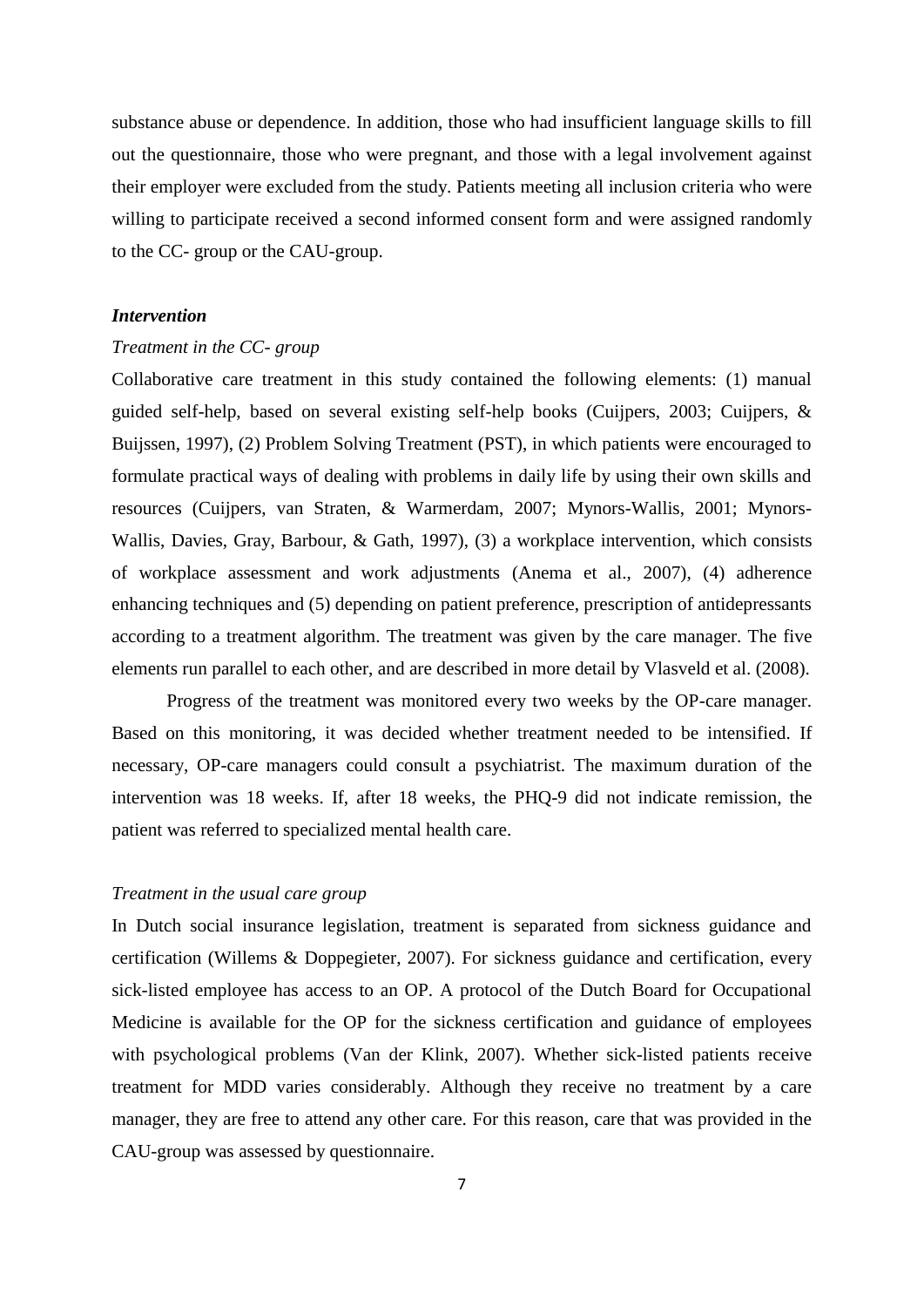substance abuse or dependence. In addition, those who had insufficient language skills to fill out the questionnaire, those who were pregnant, and those with a legal involvement against their employer were excluded from the study. Patients meeting all inclusion criteria who were willing to participate received a second informed consent form and were assigned randomly to the CC- group or the CAU-group.

### *Intervention*

#### *Treatment in the CC- group*

Collaborative care treatment in this study contained the following elements: (1) manual guided self-help, based on several existing self-help books (Cuijpers, 2003; Cuijpers, & Buijssen, 1997), (2) Problem Solving Treatment (PST), in which patients were encouraged to formulate practical ways of dealing with problems in daily life by using their own skills and resources (Cuijpers, van Straten, & Warmerdam, 2007; Mynors-Wallis, 2001; Mynors-Wallis, Davies, Gray, Barbour, & Gath, 1997), (3) a workplace intervention, which consists of workplace assessment and work adjustments (Anema et al., 2007), (4) adherence enhancing techniques and (5) depending on patient preference, prescription of antidepressants according to a treatment algorithm. The treatment was given by the care manager. The five elements run parallel to each other, and are described in more detail by Vlasveld et al. (2008).

Progress of the treatment was monitored every two weeks by the OP-care manager. Based on this monitoring, it was decided whether treatment needed to be intensified. If necessary, OP-care managers could consult a psychiatrist. The maximum duration of the intervention was 18 weeks. If, after 18 weeks, the PHQ-9 did not indicate remission, the patient was referred to specialized mental health care.

#### *Treatment in the usual care group*

In Dutch social insurance legislation, treatment is separated from sickness guidance and certification (Willems & Doppegieter, 2007). For sickness guidance and certification, every sick-listed employee has access to an OP. A protocol of the Dutch Board for Occupational Medicine is available for the OP for the sickness certification and guidance of employees with psychological problems (Van der Klink, 2007). Whether sick-listed patients receive treatment for MDD varies considerably. Although they receive no treatment by a care manager, they are free to attend any other care. For this reason, care that was provided in the CAU-group was assessed by questionnaire.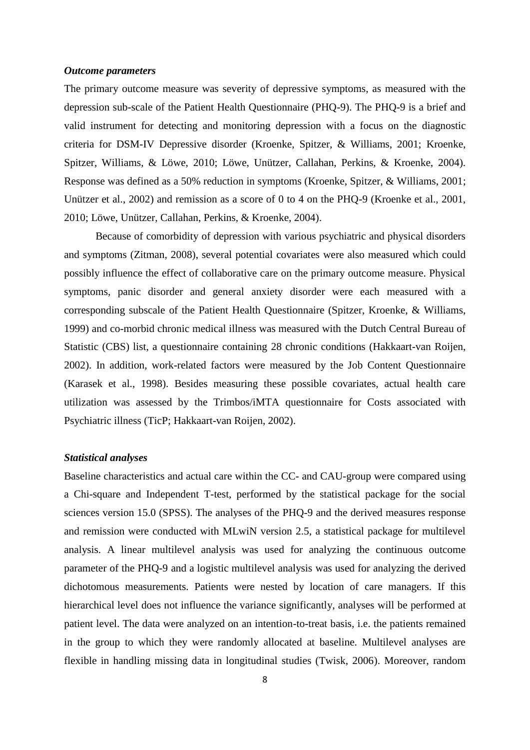### *Outcome parameters*

The primary outcome measure was severity of depressive symptoms, as measured with the depression sub-scale of the Patient Health Questionnaire (PHQ-9). The PHQ-9 is a brief and valid instrument for detecting and monitoring depression with a focus on the diagnostic criteria for DSM-IV Depressive disorder (Kroenke, Spitzer, & Williams, 2001; Kroenke, Spitzer, Williams, & Löwe, 2010; Löwe, Unützer, Callahan, Perkins, & Kroenke, 2004). Response was defined as a 50% reduction in symptoms (Kroenke, Spitzer, & Williams, 2001; Unützer et al., 2002) and remission as a score of 0 to 4 on the PHQ-9 (Kroenke et al., 2001, 2010; Löwe, Unützer, Callahan, Perkins, & Kroenke, 2004).

Because of comorbidity of depression with various psychiatric and physical disorders and symptoms (Zitman, 2008), several potential covariates were also measured which could possibly influence the effect of collaborative care on the primary outcome measure. Physical symptoms, panic disorder and general anxiety disorder were each measured with a corresponding subscale of the Patient Health Questionnaire (Spitzer, Kroenke, & Williams, 1999) and co-morbid chronic medical illness was measured with the Dutch Central Bureau of Statistic (CBS) list, a questionnaire containing 28 chronic conditions (Hakkaart-van Roijen, 2002). In addition, work-related factors were measured by the Job Content Questionnaire (Karasek et al., 1998). Besides measuring these possible covariates, actual health care utilization was assessed by the Trimbos/iMTA questionnaire for Costs associated with Psychiatric illness (TicP; Hakkaart-van Roijen, 2002).

### *Statistical analyses*

Baseline characteristics and actual care within the CC- and CAU-group were compared using a Chi-square and Independent T-test, performed by the statistical package for the social sciences version 15.0 (SPSS). The analyses of the PHQ-9 and the derived measures response and remission were conducted with MLwiN version 2.5, a statistical package for multilevel analysis. A linear multilevel analysis was used for analyzing the continuous outcome parameter of the PHQ-9 and a logistic multilevel analysis was used for analyzing the derived dichotomous measurements. Patients were nested by location of care managers. If this hierarchical level does not influence the variance significantly, analyses will be performed at patient level. The data were analyzed on an intention-to-treat basis, i.e. the patients remained in the group to which they were randomly allocated at baseline. Multilevel analyses are flexible in handling missing data in longitudinal studies (Twisk, 2006). Moreover, random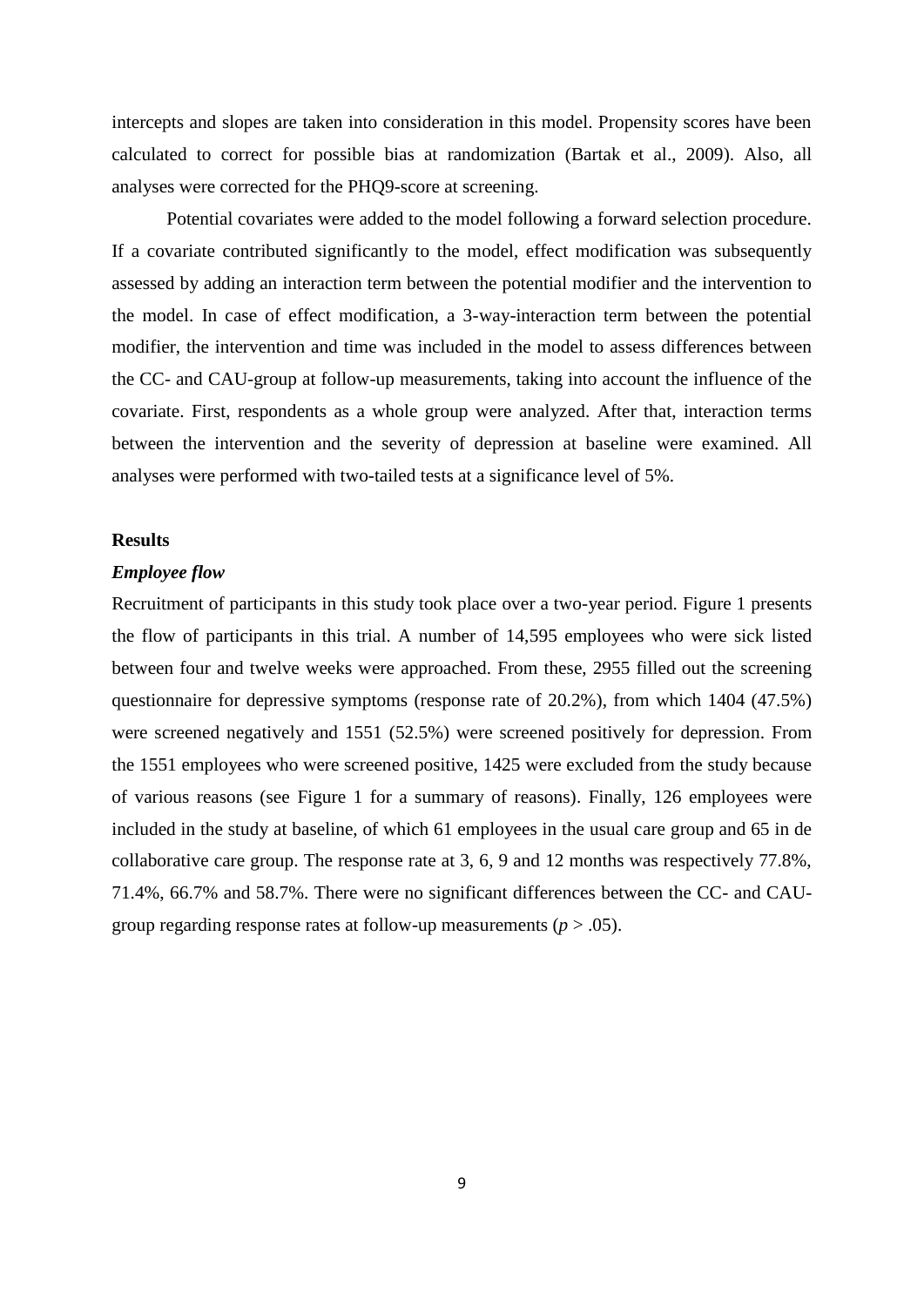intercepts and slopes are taken into consideration in this model. Propensity scores have been calculated to correct for possible bias at randomization (Bartak et al., 2009). Also, all analyses were corrected for the PHQ9-score at screening.

Potential covariates were added to the model following a forward selection procedure. If a covariate contributed significantly to the model, effect modification was subsequently assessed by adding an interaction term between the potential modifier and the intervention to the model. In case of effect modification, a 3-way-interaction term between the potential modifier, the intervention and time was included in the model to assess differences between the CC- and CAU-group at follow-up measurements, taking into account the influence of the covariate. First, respondents as a whole group were analyzed. After that, interaction terms between the intervention and the severity of depression at baseline were examined. All analyses were performed with two-tailed tests at a significance level of 5%.

## Results

### *Employee flow*

Recruitment of participants in this study took place over a two-year period. Figure 1 presents the flow of participants in this trial. A number of 14,595 employees who were sick listed between four and twelve weeks were approached. From these, 2955 filled out the screening questionnaire for depressive symptoms (response rate of 20.2%), from which 1404 (47.5%) were screened negatively and 1551 (52.5%) were screened positively for depression. From the 1551 employees who were screened positive, 1425 were excluded from the study because of various reasons (see Figure 1 for a summary of reasons). Finally, 126 employees were included in the study at baseline, of which 61 employees in the usual care group and 65 in de collaborative care group. The response rate at 3, 6, 9 and 12 months was respectively 77.8%, 71.4%, 66.7% and 58.7%. There were no significant differences between the CC- and CAU-group regarding response rates at follow-up measurements ($p > .05$).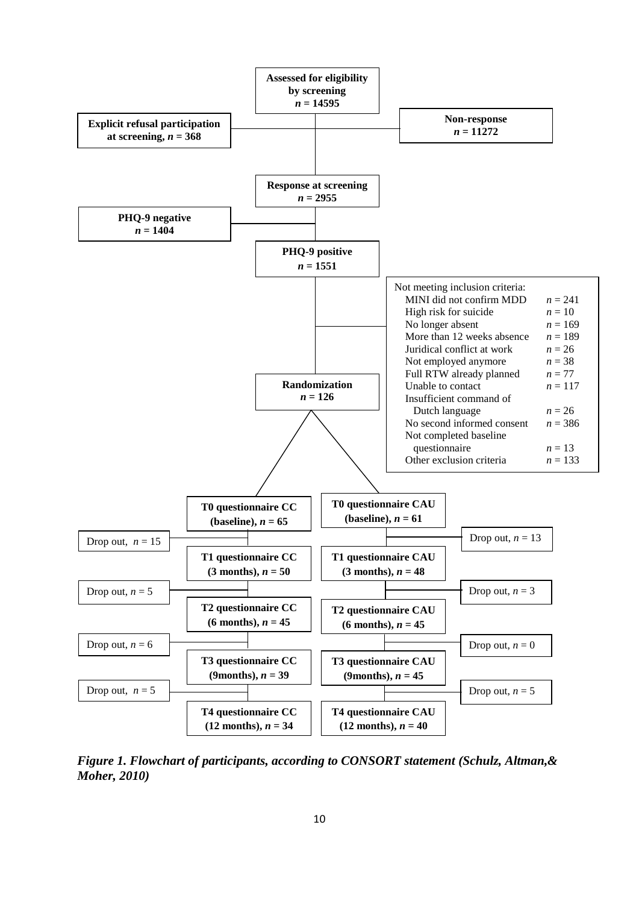Assessed for eligibility by screening
$n$ = 14595

Explicit refusal participation at screening, $n$ = 368

Non-response
$n$ = 11272

Response at screening
$n$ = 2955

PHQ-9 negative
$n$ = 1404

PHQ-9 positive
$n$ = 1551

Not meeting inclusion criteria:

| | |
|---|---|
| MINI did not confirm MDD | $n$ = 241 |
| High risk for suicide | $n$ = 10 |
| No longer absent | $n$ = 169 |
| More than 12 weeks absence | $n$ = 189 |
| Juridical conflict at work | $n$ = 26 |
| Not employed anymore | $n$ = 38 |
| Full RTW already planned | $n$ = 77 |
| Unable to contact | $n$ = 117 |
| Insufficient command of Dutch language | $n$ = 26 |
| No second informed consent | $n$ = 386 |
| Not completed baseline questionnaire | $n$ = 13 |
| Other exclusion criteria | $n$ = 133 |

Randomization
$n$ = 126

| CC | CAU |
|---|---|
| T0 questionnaire CC (baseline), $n$ = 65 | T0 questionnaire CAU (baseline), $n$ = 61 |
| Drop out, $n$ = 15 | Drop out, $n$ = 13 |
| T1 questionnaire CC (3 months), $n$ = 50 | T1 questionnaire CAU (3 months), $n$ = 48 |
| Drop out, $n$ = 5 | Drop out, $n$ = 3 |
| T2 questionnaire CC (6 months), $n$ = 45 | T2 questionnaire CAU (6 months), $n$ = 45 |
| Drop out, $n$ = 6 | Drop out, $n$ = 0 |
| T3 questionnaire CC (9months), $n$ = 39 | T3 questionnaire CAU (9months), $n$ = 45 |
| Drop out, $n$ = 5 | Drop out, $n$ = 5 |
| T4 questionnaire CC (12 months), $n$ = 34 | T4 questionnaire CAU (12 months), $n$ = 40 |

***Figure 1. Flowchart of participants, according to CONSORT statement (Schulz, Altman,& Moher, 2010)***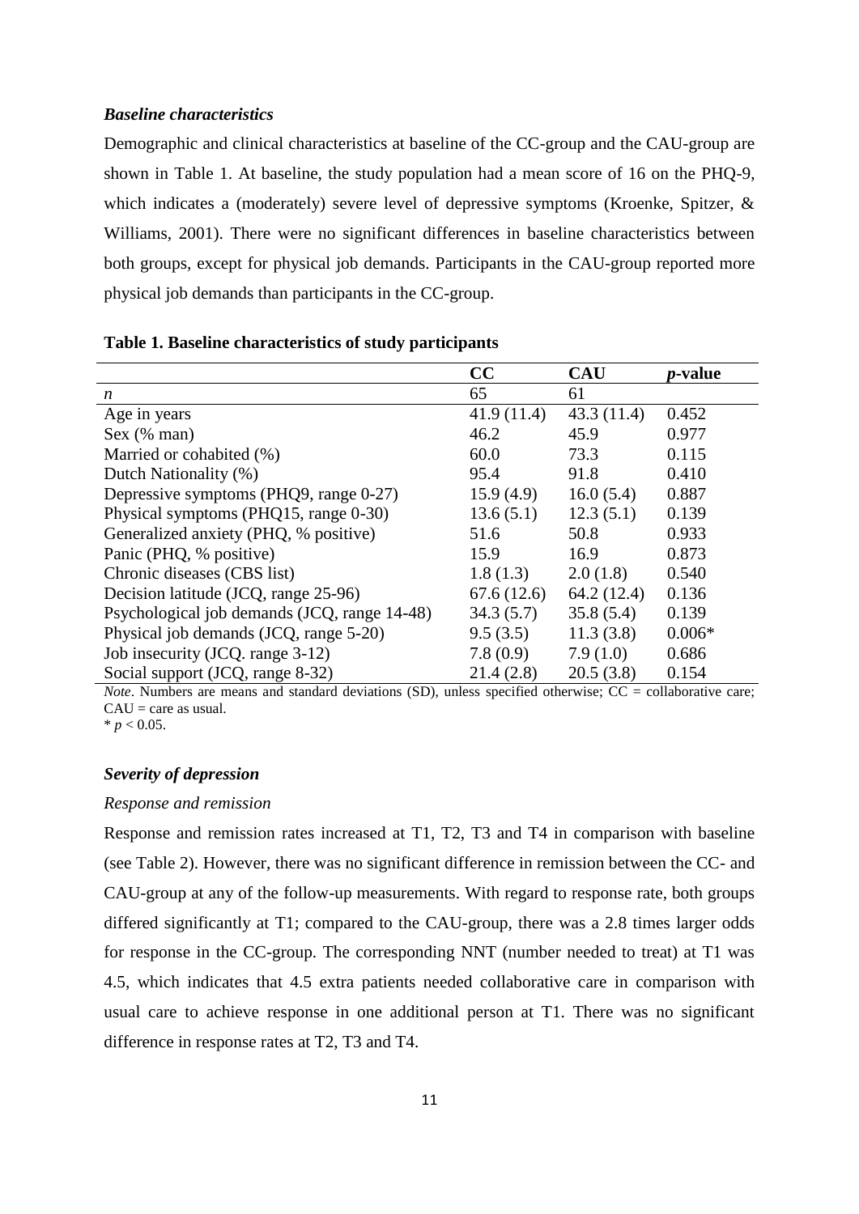### *Baseline characteristics*

Demographic and clinical characteristics at baseline of the CC-group and the CAU-group are shown in Table 1. At baseline, the study population had a mean score of 16 on the PHQ-9, which indicates a (moderately) severe level of depressive symptoms (Kroenke, Spitzer, & Williams, 2001). There were no significant differences in baseline characteristics between both groups, except for physical job demands. Participants in the CAU-group reported more physical job demands than participants in the CC-group.

**Table 1. Baseline characteristics of study participants**

| | CC | CAU | *p*-value |
|---|---|---|---|
| *n* | 65 | 61 | |
| Age in years | 41.9 (11.4) | 43.3 (11.4) | 0.452 |
| Sex (% man) | 46.2 | 45.9 | 0.977 |
| Married or cohabited (%) | 60.0 | 73.3 | 0.115 |
| Dutch Nationality (%) | 95.4 | 91.8 | 0.410 |
| Depressive symptoms (PHQ9, range 0-27) | 15.9 (4.9) | 16.0 (5.4) | 0.887 |
| Physical symptoms (PHQ15, range 0-30) | 13.6 (5.1) | 12.3 (5.1) | 0.139 |
| Generalized anxiety (PHQ, % positive) | 51.6 | 50.8 | 0.933 |
| Panic (PHQ, % positive) | 15.9 | 16.9 | 0.873 |
| Chronic diseases (CBS list) | 1.8 (1.3) | 2.0 (1.8) | 0.540 |
| Decision latitude (JCQ, range 25-96) | 67.6 (12.6) | 64.2 (12.4) | 0.136 |
| Psychological job demands (JCQ, range 14-48) | 34.3 (5.7) | 35.8 (5.4) | 0.139 |
| Physical job demands (JCQ, range 5-20) | 9.5 (3.5) | 11.3 (3.8) | 0.006* |
| Job insecurity (JCQ. range 3-12) | 7.8 (0.9) | 7.9 (1.0) | 0.686 |
| Social support (JCQ, range 8-32) | 21.4 (2.8) | 20.5 (3.8) | 0.154 |

*Note*. Numbers are means and standard deviations (SD), unless specified otherwise; CC = collaborative care; CAU = care as usual.
* $p < 0.05$.

### *Severity of depression*

*Response and remission*

Response and remission rates increased at T1, T2, T3 and T4 in comparison with baseline (see Table 2). However, there was no significant difference in remission between the CC- and CAU-group at any of the follow-up measurements. With regard to response rate, both groups differed significantly at T1; compared to the CAU-group, there was a 2.8 times larger odds for response in the CC-group. The corresponding NNT (number needed to treat) at T1 was 4.5, which indicates that 4.5 extra patients needed collaborative care in comparison with usual care to achieve response in one additional person at T1. There was no significant difference in response rates at T2, T3 and T4.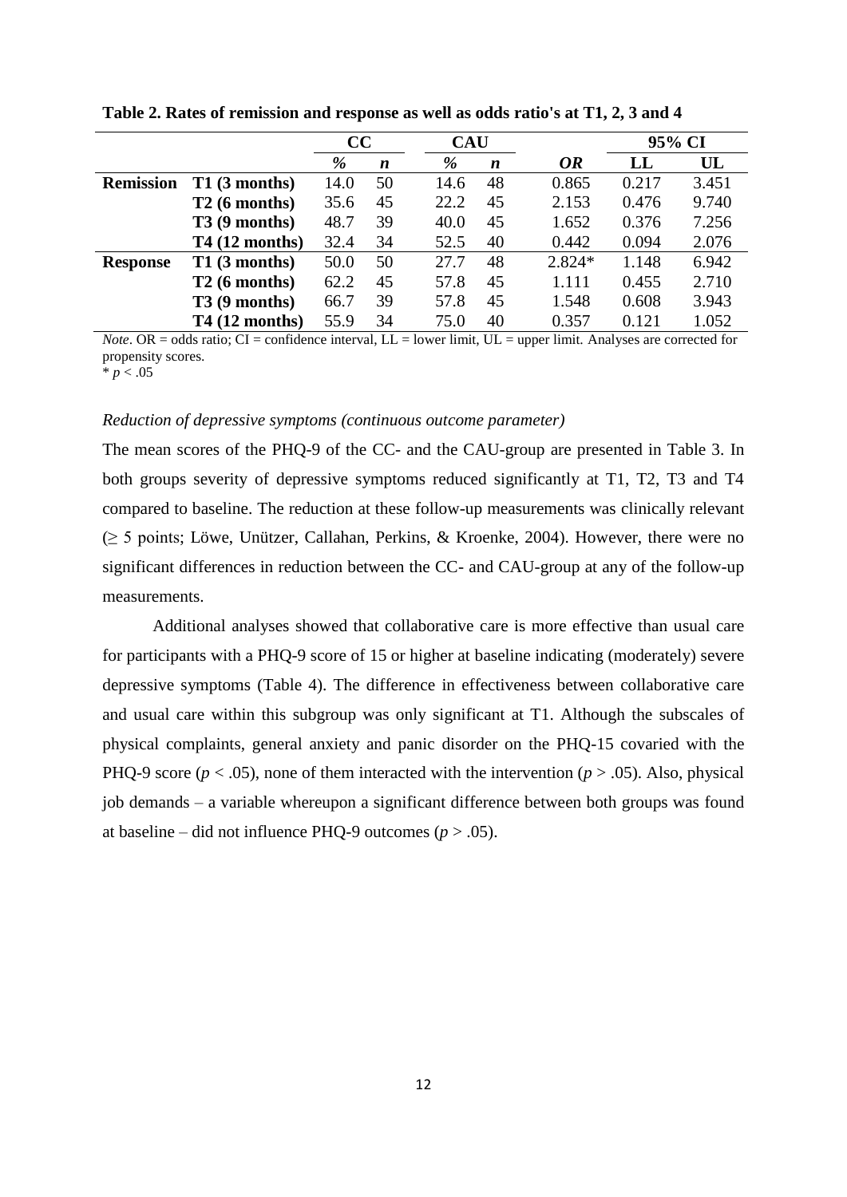**Table 2. Rates of remission and response as well as odds ratio's at T1, 2, 3 and 4**

| | | CC | | CAU | | | 95% CI | |
|---|---|---|---|---|---|---|---|---|
| | | *%* | *n* | *%* | *n* | *OR* | LL | UL |
| **Remission** | **T1 (3 months)** | 14.0 | 50 | 14.6 | 48 | 0.865 | 0.217 | 3.451 |
| | **T2 (6 months)** | 35.6 | 45 | 22.2 | 45 | 2.153 | 0.476 | 9.740 |
| | **T3 (9 months)** | 48.7 | 39 | 40.0 | 45 | 1.652 | 0.376 | 7.256 |
| | **T4 (12 months)** | 32.4 | 34 | 52.5 | 40 | 0.442 | 0.094 | 2.076 |
| **Response** | **T1 (3 months)** | 50.0 | 50 | 27.7 | 48 | 2.824* | 1.148 | 6.942 |
| | **T2 (6 months)** | 62.2 | 45 | 57.8 | 45 | 1.111 | 0.455 | 2.710 |
| | **T3 (9 months)** | 66.7 | 39 | 57.8 | 45 | 1.548 | 0.608 | 3.943 |
| | **T4 (12 months)** | 55.9 | 34 | 75.0 | 40 | 0.357 | 0.121 | 1.052 |

*Note*. OR = odds ratio; CI = confidence interval, LL = lower limit, UL = upper limit. Analyses are corrected for propensity scores.
\* $p < .05$

*Reduction of depressive symptoms (continuous outcome parameter)*

The mean scores of the PHQ-9 of the CC- and the CAU-group are presented in Table 3. In both groups severity of depressive symptoms reduced significantly at T1, T2, T3 and T4 compared to baseline. The reduction at these follow-up measurements was clinically relevant ($\geq$ 5 points; Löwe, Unützer, Callahan, Perkins, & Kroenke, 2004). However, there were no significant differences in reduction between the CC- and CAU-group at any of the follow-up measurements.

Additional analyses showed that collaborative care is more effective than usual care for participants with a PHQ-9 score of 15 or higher at baseline indicating (moderately) severe depressive symptoms (Table 4). The difference in effectiveness between collaborative care and usual care within this subgroup was only significant at T1. Although the subscales of physical complaints, general anxiety and panic disorder on the PHQ-15 covaried with the PHQ-9 score ($p < .05$), none of them interacted with the intervention ($p > .05$). Also, physical job demands – a variable whereupon a significant difference between both groups was found at baseline – did not influence PHQ-9 outcomes ($p > .05$).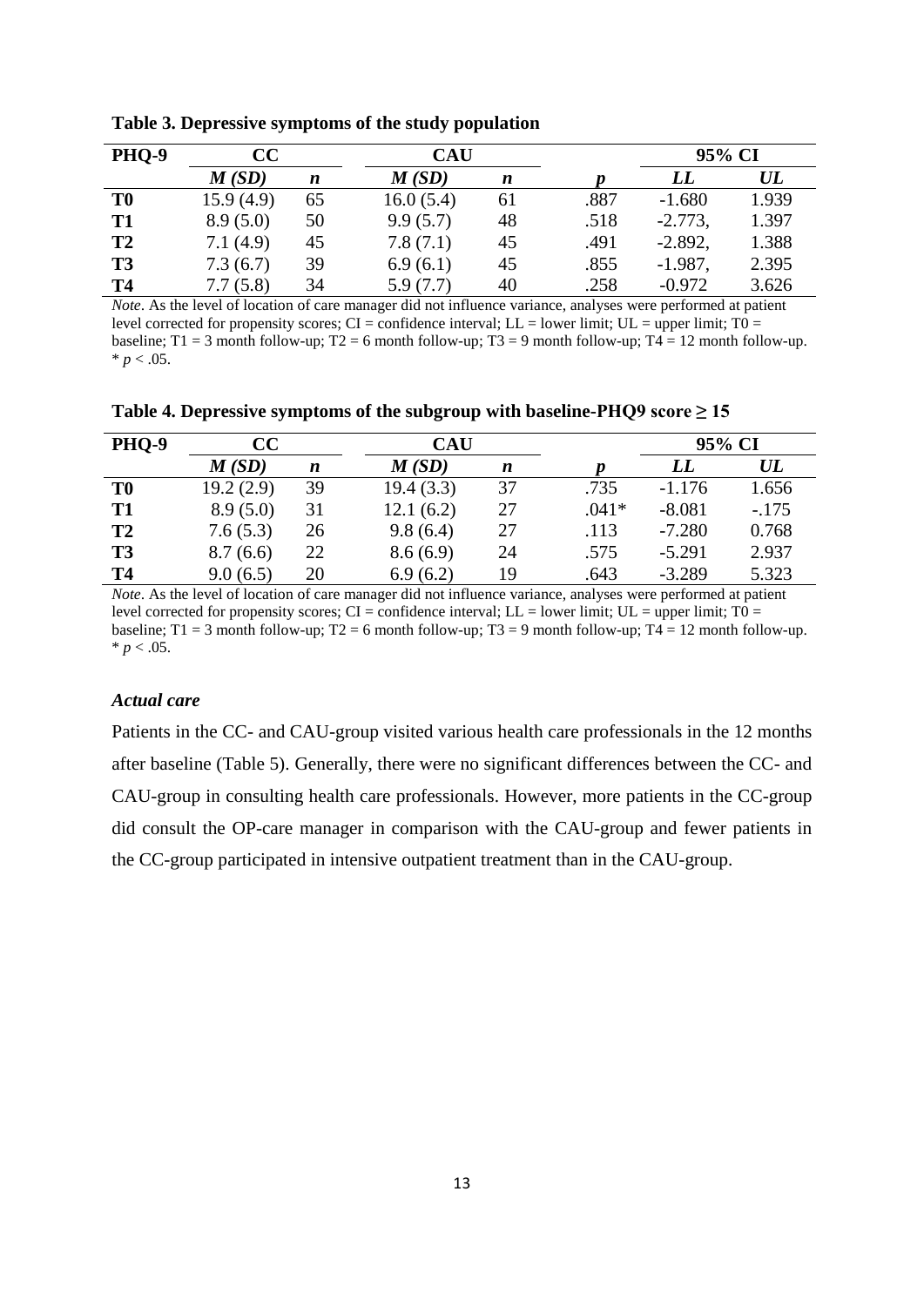**Table 3. Depressive symptoms of the study population**

| PHQ-9 | CC | | CAU | | | 95% CI | |
|---|---|---|---|---|---|---|---|
| | *M (SD)* | *n* | *M (SD)* | *n* | *p* | *LL* | *UL* |
| **T0** | 15.9 (4.9) | 65 | 16.0 (5.4) | 61 | .887 | -1.680 | 1.939 |
| **T1** | 8.9 (5.0) | 50 | 9.9 (5.7) | 48 | .518 | -2.773, | 1.397 |
| **T2** | 7.1 (4.9) | 45 | 7.8 (7.1) | 45 | .491 | -2.892, | 1.388 |
| **T3** | 7.3 (6.7) | 39 | 6.9 (6.1) | 45 | .855 | -1.987, | 2.395 |
| **T4** | 7.7 (5.8) | 34 | 5.9 (7.7) | 40 | .258 | -0.972 | 3.626 |

*Note*. As the level of location of care manager did not influence variance, analyses were performed at patient level corrected for propensity scores; CI = confidence interval; LL = lower limit; UL = upper limit; T0 = baseline; T1 = 3 month follow-up; T2 = 6 month follow-up; T3 = 9 month follow-up; T4 = 12 month follow-up. * $p < .05$.

**Table 4. Depressive symptoms of the subgroup with baseline-PHQ9 score ≥ 15**

| PHQ-9 | CC | | CAU | | | 95% CI | |
|---|---|---|---|---|---|---|---|
| | *M (SD)* | *n* | *M (SD)* | *n* | *p* | *LL* | *UL* |
| **T0** | 19.2 (2.9) | 39 | 19.4 (3.3) | 37 | .735 | -1.176 | 1.656 |
| **T1** | 8.9 (5.0) | 31 | 12.1 (6.2) | 27 | .041* | -8.081 | -.175 |
| **T2** | 7.6 (5.3) | 26 | 9.8 (6.4) | 27 | .113 | -7.280 | 0.768 |
| **T3** | 8.7 (6.6) | 22 | 8.6 (6.9) | 24 | .575 | -5.291 | 2.937 |
| **T4** | 9.0 (6.5) | 20 | 6.9 (6.2) | 19 | .643 | -3.289 | 5.323 |

*Note*. As the level of location of care manager did not influence variance, analyses were performed at patient level corrected for propensity scores; CI = confidence interval; LL = lower limit; UL = upper limit; T0 = baseline; T1 = 3 month follow-up; T2 = 6 month follow-up; T3 = 9 month follow-up; T4 = 12 month follow-up. * $p < .05$.

### *Actual care*

Patients in the CC- and CAU-group visited various health care professionals in the 12 months after baseline (Table 5). Generally, there were no significant differences between the CC- and CAU-group in consulting health care professionals. However, more patients in the CC-group did consult the OP-care manager in comparison with the CAU-group and fewer patients in the CC-group participated in intensive outpatient treatment than in the CAU-group.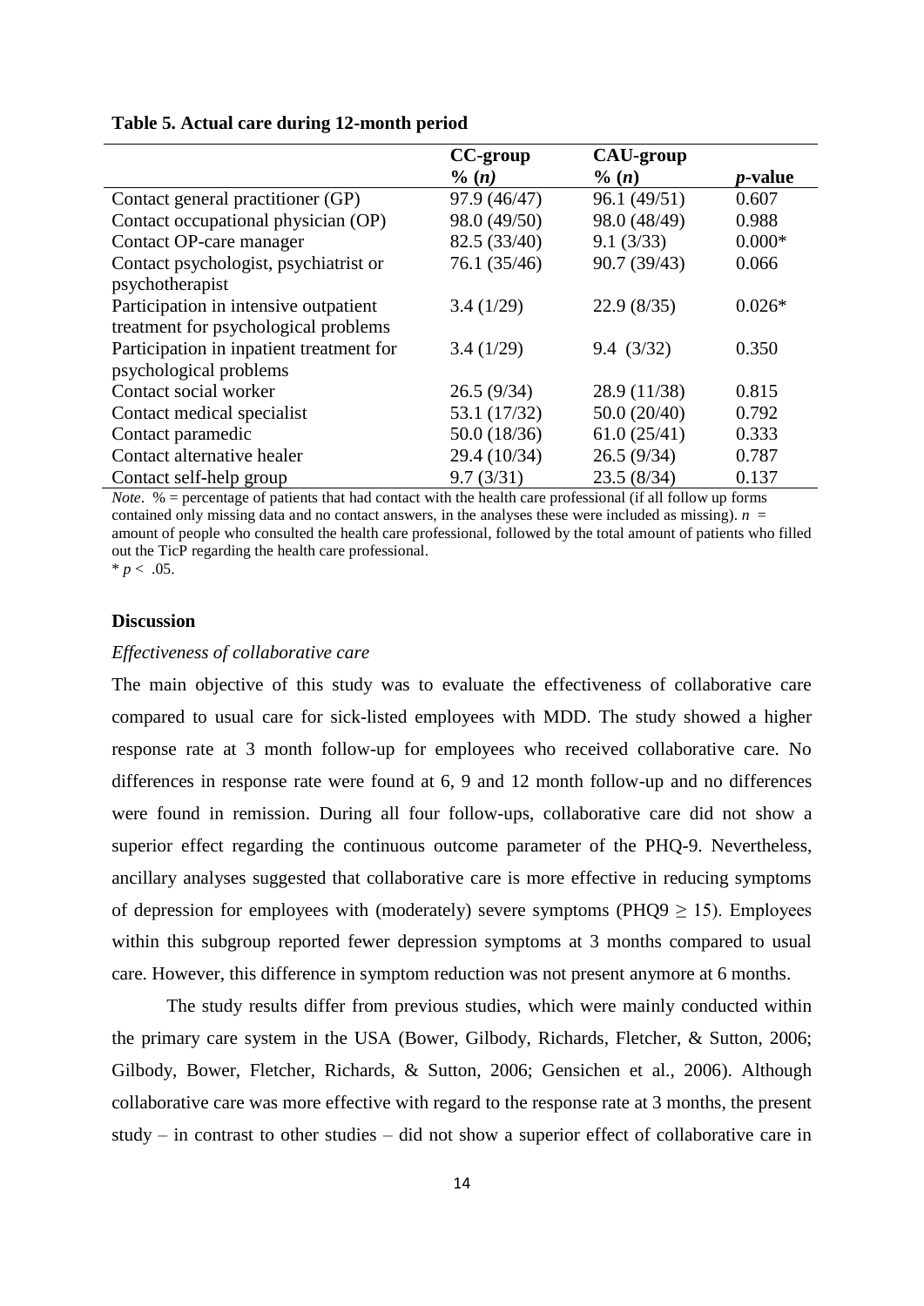**Table 5. Actual care during 12-month period**

| | CC-group | CAU-group | |
|---|---|---|---|
| | % (*n*) | % (*n*) | *p*-value |
| Contact general practitioner (GP) | 97.9 (46/47) | 96.1 (49/51) | 0.607 |
| Contact occupational physician (OP) | 98.0 (49/50) | 98.0 (48/49) | 0.988 |
| Contact OP-care manager | 82.5 (33/40) | 9.1 (3/33) | 0.000* |
| Contact psychologist, psychiatrist or psychotherapist | 76.1 (35/46) | 90.7 (39/43) | 0.066 |
| Participation in intensive outpatient treatment for psychological problems | 3.4 (1/29) | 22.9 (8/35) | 0.026* |
| Participation in inpatient treatment for psychological problems | 3.4 (1/29) | 9.4 (3/32) | 0.350 |
| Contact social worker | 26.5 (9/34) | 28.9 (11/38) | 0.815 |
| Contact medical specialist | 53.1 (17/32) | 50.0 (20/40) | 0.792 |
| Contact paramedic | 50.0 (18/36) | 61.0 (25/41) | 0.333 |
| Contact alternative healer | 29.4 (10/34) | 26.5 (9/34) | 0.787 |
| Contact self-help group | 9.7 (3/31) | 23.5 (8/34) | 0.137 |

*Note*. % = percentage of patients that had contact with the health care professional (if all follow up forms contained only missing data and no contact answers, in the analyses these were included as missing). $n$ = amount of people who consulted the health care professional, followed by the total amount of patients who filled out the TicP regarding the health care professional.
* $p < .05$.

## Discussion

### *Effectiveness of collaborative care*

The main objective of this study was to evaluate the effectiveness of collaborative care compared to usual care for sick-listed employees with MDD. The study showed a higher response rate at 3 month follow-up for employees who received collaborative care. No differences in response rate were found at 6, 9 and 12 month follow-up and no differences were found in remission. During all four follow-ups, collaborative care did not show a superior effect regarding the continuous outcome parameter of the PHQ-9. Nevertheless, ancillary analyses suggested that collaborative care is more effective in reducing symptoms of depression for employees with (moderately) severe symptoms (PHQ9 $\geq$ 15). Employees within this subgroup reported fewer depression symptoms at 3 months compared to usual care. However, this difference in symptom reduction was not present anymore at 6 months.

The study results differ from previous studies, which were mainly conducted within the primary care system in the USA (Bower, Gilbody, Richards, Fletcher, & Sutton, 2006; Gilbody, Bower, Fletcher, Richards, & Sutton, 2006; Gensichen et al., 2006). Although collaborative care was more effective with regard to the response rate at 3 months, the present study – in contrast to other studies – did not show a superior effect of collaborative care in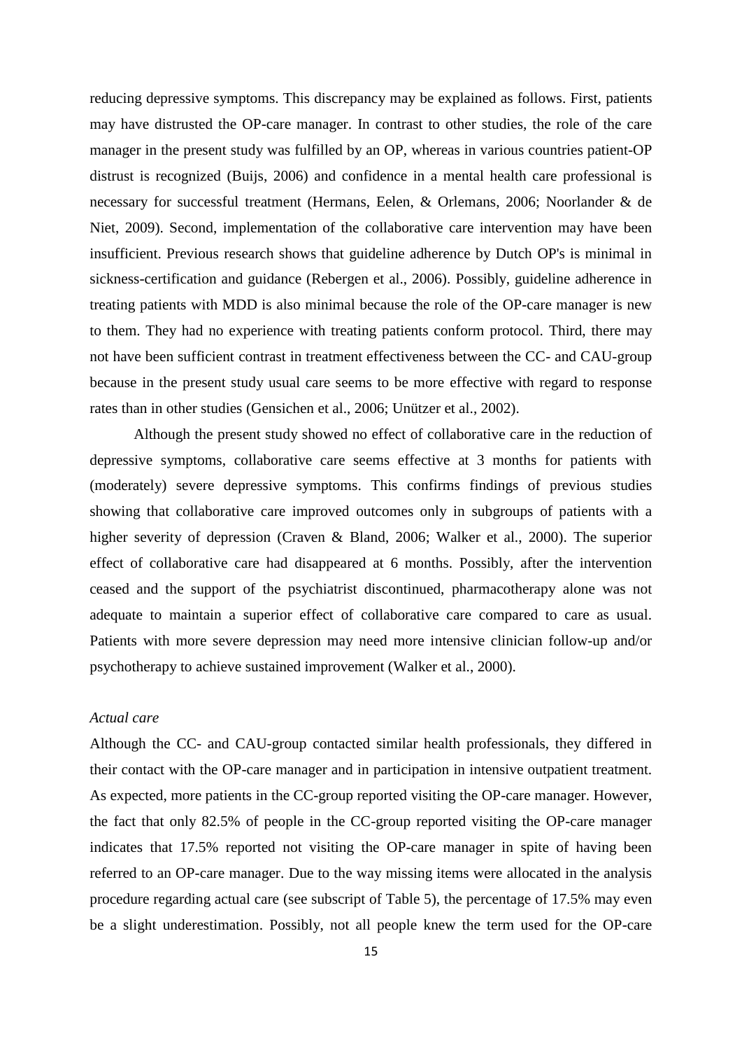reducing depressive symptoms. This discrepancy may be explained as follows. First, patients may have distrusted the OP-care manager. In contrast to other studies, the role of the care manager in the present study was fulfilled by an OP, whereas in various countries patient-OP distrust is recognized (Buijs, 2006) and confidence in a mental health care professional is necessary for successful treatment (Hermans, Eelen, & Orlemans, 2006; Noorlander & de Niet, 2009). Second, implementation of the collaborative care intervention may have been insufficient. Previous research shows that guideline adherence by Dutch OP's is minimal in sickness-certification and guidance (Rebergen et al., 2006). Possibly, guideline adherence in treating patients with MDD is also minimal because the role of the OP-care manager is new to them. They had no experience with treating patients conform protocol. Third, there may not have been sufficient contrast in treatment effectiveness between the CC- and CAU-group because in the present study usual care seems to be more effective with regard to response rates than in other studies (Gensichen et al., 2006; Unützer et al., 2002).

Although the present study showed no effect of collaborative care in the reduction of depressive symptoms, collaborative care seems effective at 3 months for patients with (moderately) severe depressive symptoms. This confirms findings of previous studies showing that collaborative care improved outcomes only in subgroups of patients with a higher severity of depression (Craven & Bland, 2006; Walker et al., 2000). The superior effect of collaborative care had disappeared at 6 months. Possibly, after the intervention ceased and the support of the psychiatrist discontinued, pharmacotherapy alone was not adequate to maintain a superior effect of collaborative care compared to care as usual. Patients with more severe depression may need more intensive clinician follow-up and/or psychotherapy to achieve sustained improvement (Walker et al., 2000).

*Actual care*

Although the CC- and CAU-group contacted similar health professionals, they differed in their contact with the OP-care manager and in participation in intensive outpatient treatment. As expected, more patients in the CC-group reported visiting the OP-care manager. However, the fact that only 82.5% of people in the CC-group reported visiting the OP-care manager indicates that 17.5% reported not visiting the OP-care manager in spite of having been referred to an OP-care manager. Due to the way missing items were allocated in the analysis procedure regarding actual care (see subscript of Table 5), the percentage of 17.5% may even be a slight underestimation. Possibly, not all people knew the term used for the OP-care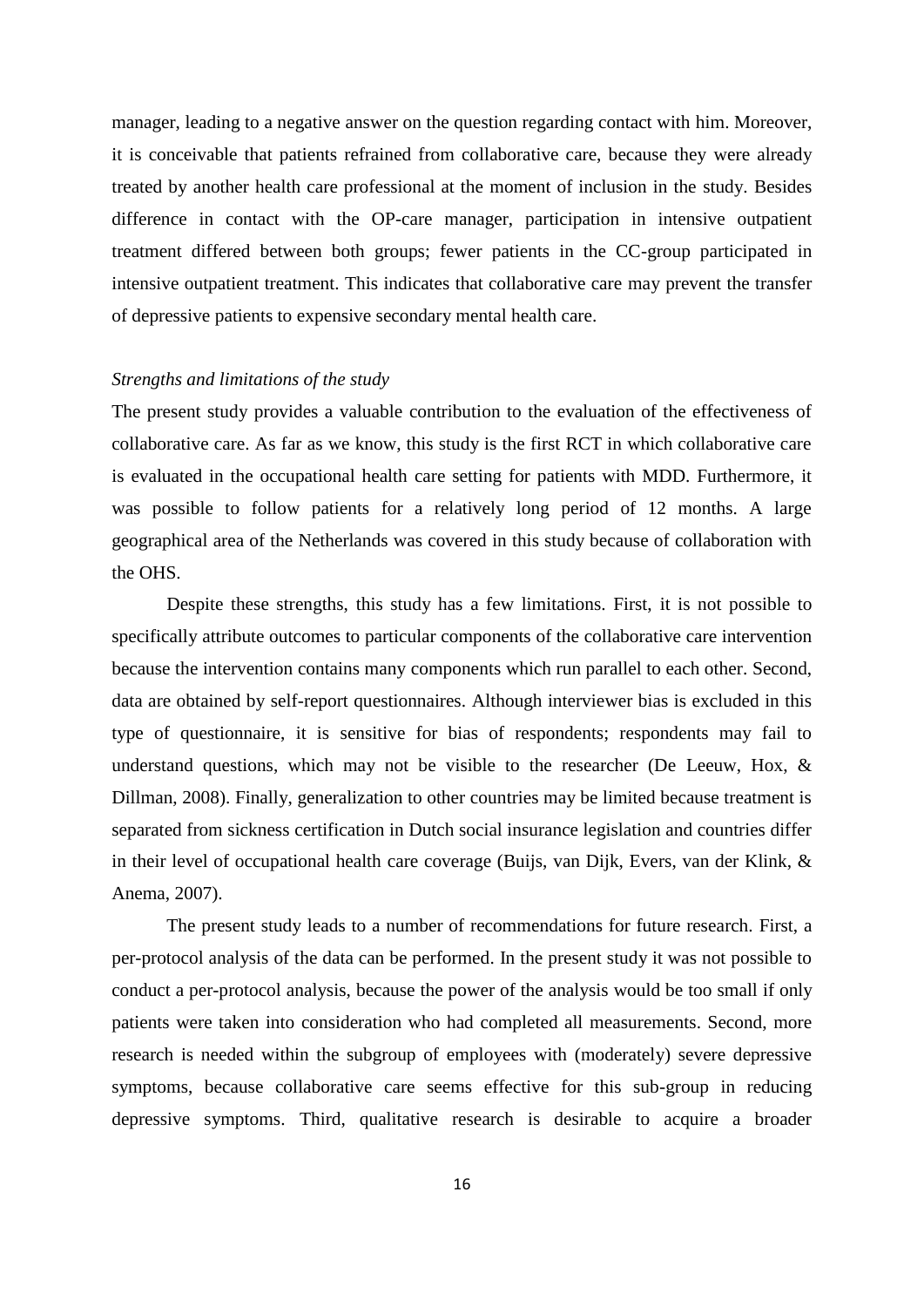manager, leading to a negative answer on the question regarding contact with him. Moreover, it is conceivable that patients refrained from collaborative care, because they were already treated by another health care professional at the moment of inclusion in the study. Besides difference in contact with the OP-care manager, participation in intensive outpatient treatment differed between both groups; fewer patients in the CC-group participated in intensive outpatient treatment. This indicates that collaborative care may prevent the transfer of depressive patients to expensive secondary mental health care.

*Strengths and limitations of the study*

The present study provides a valuable contribution to the evaluation of the effectiveness of collaborative care. As far as we know, this study is the first RCT in which collaborative care is evaluated in the occupational health care setting for patients with MDD. Furthermore, it was possible to follow patients for a relatively long period of 12 months. A large geographical area of the Netherlands was covered in this study because of collaboration with the OHS.

Despite these strengths, this study has a few limitations. First, it is not possible to specifically attribute outcomes to particular components of the collaborative care intervention because the intervention contains many components which run parallel to each other. Second, data are obtained by self-report questionnaires. Although interviewer bias is excluded in this type of questionnaire, it is sensitive for bias of respondents; respondents may fail to understand questions, which may not be visible to the researcher (De Leeuw, Hox, & Dillman, 2008). Finally, generalization to other countries may be limited because treatment is separated from sickness certification in Dutch social insurance legislation and countries differ in their level of occupational health care coverage (Buijs, van Dijk, Evers, van der Klink, & Anema, 2007).

The present study leads to a number of recommendations for future research. First, a per-protocol analysis of the data can be performed. In the present study it was not possible to conduct a per-protocol analysis, because the power of the analysis would be too small if only patients were taken into consideration who had completed all measurements. Second, more research is needed within the subgroup of employees with (moderately) severe depressive symptoms, because collaborative care seems effective for this sub-group in reducing depressive symptoms. Third, qualitative research is desirable to acquire a broader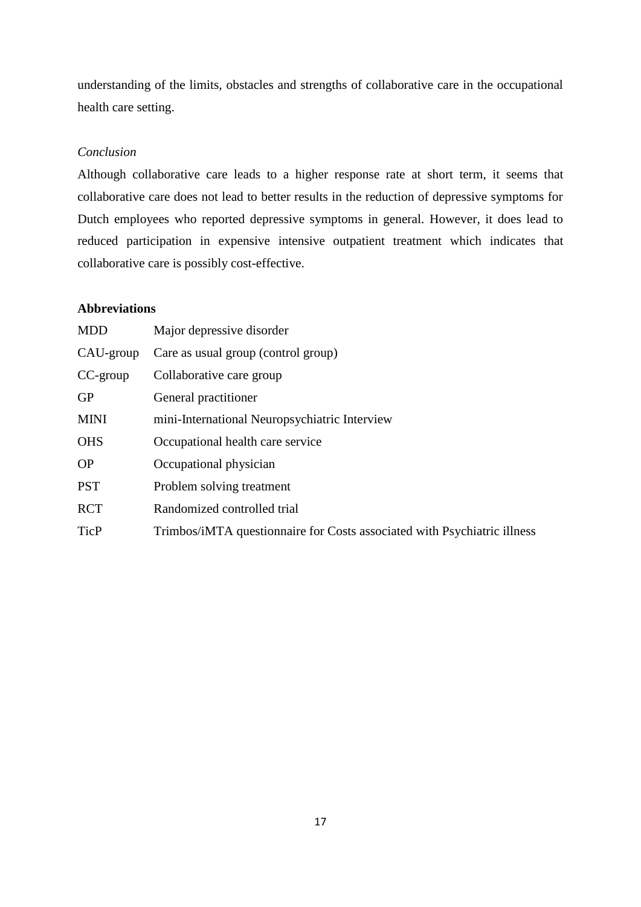understanding of the limits, obstacles and strengths of collaborative care in the occupational health care setting.

*Conclusion*

Although collaborative care leads to a higher response rate at short term, it seems that collaborative care does not lead to better results in the reduction of depressive symptoms for Dutch employees who reported depressive symptoms in general. However, it does lead to reduced participation in expensive intensive outpatient treatment which indicates that collaborative care is possibly cost-effective.

**Abbreviations**

| | |
|---|---|
| MDD | Major depressive disorder |
| CAU-group | Care as usual group (control group) |
| CC-group | Collaborative care group |
| GP | General practitioner |
| MINI | mini-International Neuropsychiatric Interview |
| OHS | Occupational health care service |
| OP | Occupational physician |
| PST | Problem solving treatment |
| RCT | Randomized controlled trial |
| TicP | Trimbos/iMTA questionnaire for Costs associated with Psychiatric illness |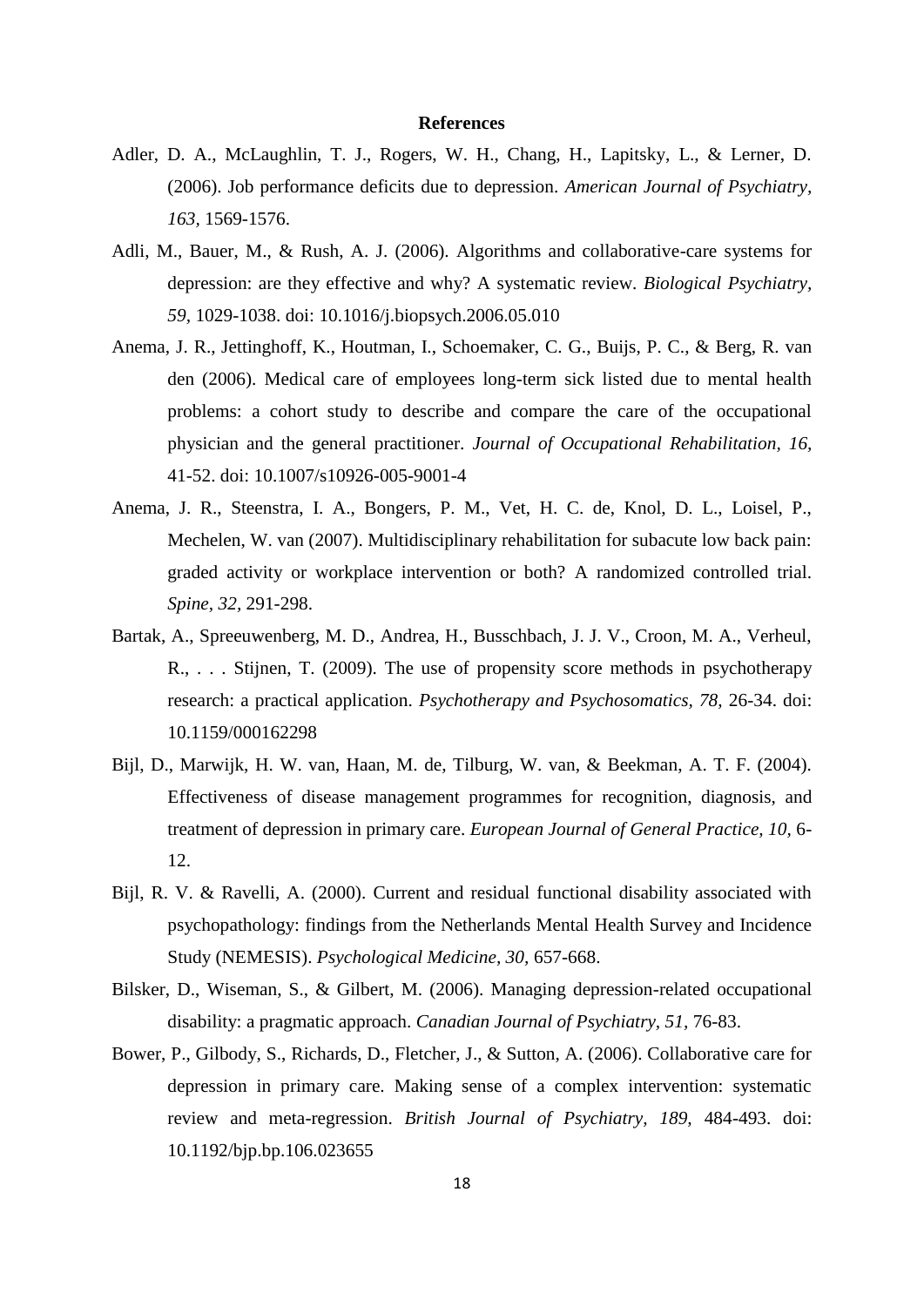**References**

Adler, D. A., McLaughlin, T. J., Rogers, W. H., Chang, H., Lapitsky, L., & Lerner, D. (2006). Job performance deficits due to depression. *American Journal of Psychiatry, 163,* 1569-1576.

Adli, M., Bauer, M., & Rush, A. J. (2006). Algorithms and collaborative-care systems for depression: are they effective and why? A systematic review. *Biological Psychiatry, 59,* 1029-1038. doi: 10.1016/j.biopsych.2006.05.010

Anema, J. R., Jettinghoff, K., Houtman, I., Schoemaker, C. G., Buijs, P. C., & Berg, R. van den (2006). Medical care of employees long-term sick listed due to mental health problems: a cohort study to describe and compare the care of the occupational physician and the general practitioner. *Journal of Occupational Rehabilitation, 16,* 41-52. doi: 10.1007/s10926-005-9001-4

Anema, J. R., Steenstra, I. A., Bongers, P. M., Vet, H. C. de, Knol, D. L., Loisel, P., Mechelen, W. van (2007). Multidisciplinary rehabilitation for subacute low back pain: graded activity or workplace intervention or both? A randomized controlled trial. *Spine, 32,* 291-298.

Bartak, A., Spreeuwenberg, M. D., Andrea, H., Busschbach, J. J. V., Croon, M. A., Verheul, R., . . . Stijnen, T. (2009). The use of propensity score methods in psychotherapy research: a practical application. *Psychotherapy and Psychosomatics, 78,* 26-34. doi: 10.1159/000162298

Bijl, D., Marwijk, H. W. van, Haan, M. de, Tilburg, W. van, & Beekman, A. T. F. (2004). Effectiveness of disease management programmes for recognition, diagnosis, and treatment of depression in primary care. *European Journal of General Practice, 10,* 6-12.

Bijl, R. V. & Ravelli, A. (2000). Current and residual functional disability associated with psychopathology: findings from the Netherlands Mental Health Survey and Incidence Study (NEMESIS). *Psychological Medicine, 30,* 657-668.

Bilsker, D., Wiseman, S., & Gilbert, M. (2006). Managing depression-related occupational disability: a pragmatic approach. *Canadian Journal of Psychiatry, 51,* 76-83.

Bower, P., Gilbody, S., Richards, D., Fletcher, J., & Sutton, A. (2006). Collaborative care for depression in primary care. Making sense of a complex intervention: systematic review and meta-regression. *British Journal of Psychiatry, 189,* 484-493. doi: 10.1192/bjp.bp.106.023655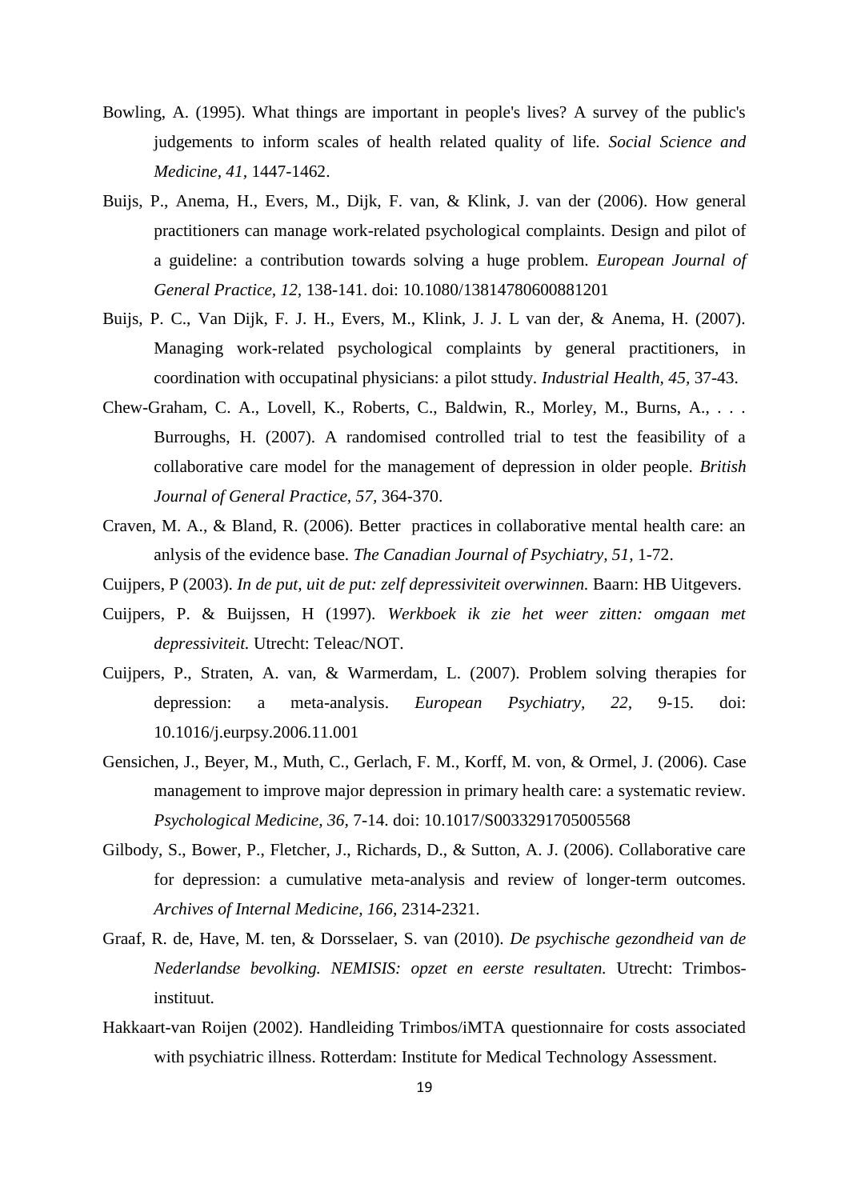Bowling, A. (1995). What things are important in people's lives? A survey of the public's judgements to inform scales of health related quality of life. *Social Science and Medicine, 41*, 1447-1462.

Buijs, P., Anema, H., Evers, M., Dijk, F. van, & Klink, J. van der (2006). How general practitioners can manage work-related psychological complaints. Design and pilot of a guideline: a contribution towards solving a huge problem. *European Journal of General Practice, 12,* 138-141. doi: 10.1080/13814780600881201

Buijs, P. C., Van Dijk, F. J. H., Evers, M., Klink, J. J. L van der, & Anema, H. (2007). Managing work-related psychological complaints by general practitioners, in coordination with occupatinal physicians: a pilot sttudy. *Industrial Health, 45,* 37-43.

Chew-Graham, C. A., Lovell, K., Roberts, C., Baldwin, R., Morley, M., Burns, A., . . . Burroughs, H. (2007). A randomised controlled trial to test the feasibility of a collaborative care model for the management of depression in older people. *British Journal of General Practice, 57,* 364-370.

Craven, M. A., & Bland, R. (2006). Better practices in collaborative mental health care: an anlysis of the evidence base. *The Canadian Journal of Psychiatry, 51,* 1-72.

Cuijpers, P (2003). *In de put, uit de put: zelf depressiviteit overwinnen.* Baarn: HB Uitgevers.

Cuijpers, P. & Buijssen, H (1997). *Werkboek ik zie het weer zitten: omgaan met depressiviteit.* Utrecht: Teleac/NOT.

Cuijpers, P., Straten, A. van, & Warmerdam, L. (2007). Problem solving therapies for depression: a meta-analysis. *European Psychiatry, 22,* 9-15. doi: 10.1016/j.eurpsy.2006.11.001

Gensichen, J., Beyer, M., Muth, C., Gerlach, F. M., Korff, M. von, & Ormel, J. (2006). Case management to improve major depression in primary health care: a systematic review. *Psychological Medicine, 36,* 7-14. doi: 10.1017/S0033291705005568

Gilbody, S., Bower, P., Fletcher, J., Richards, D., & Sutton, A. J. (2006). Collaborative care for depression: a cumulative meta-analysis and review of longer-term outcomes. *Archives of Internal Medicine, 166,* 2314-2321.

Graaf, R. de, Have, M. ten, & Dorsselaer, S. van (2010). *De psychische gezondheid van de Nederlandse bevolking. NEMISIS: opzet en eerste resultaten.* Utrecht: Trimbos-instituut.

Hakkaart-van Roijen (2002). Handleiding Trimbos/iMTA questionnaire for costs associated with psychiatric illness. Rotterdam: Institute for Medical Technology Assessment.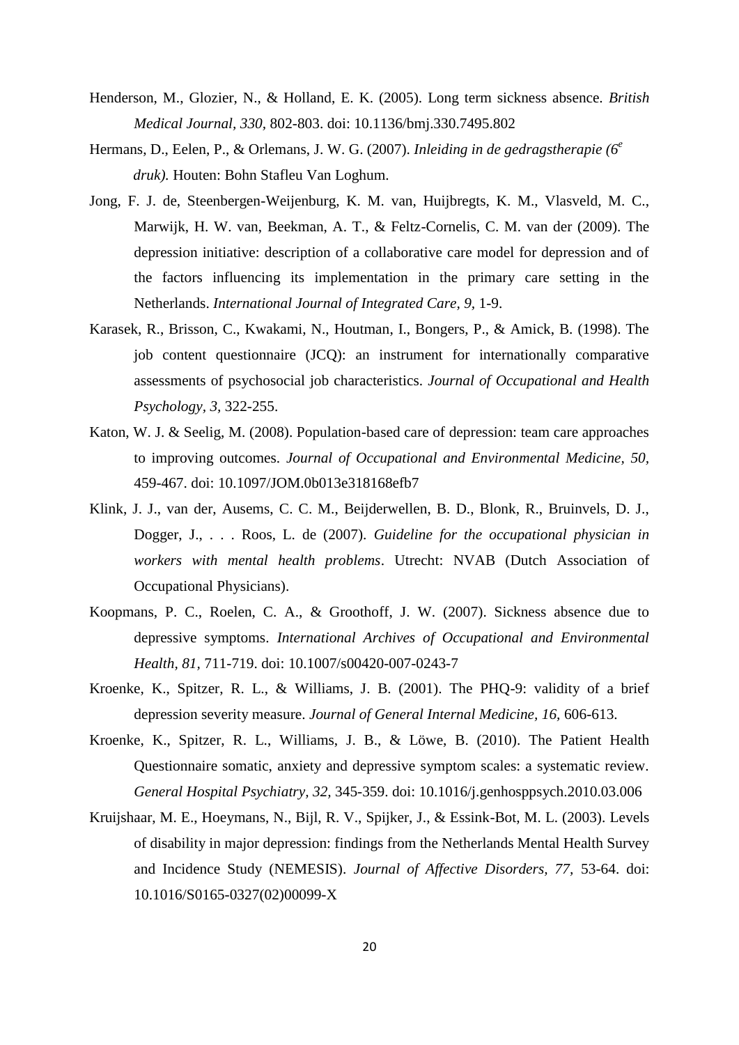Henderson, M., Glozier, N., & Holland, E. K. (2005). Long term sickness absence. *British Medical Journal, 330,* 802-803. doi: 10.1136/bmj.330.7495.802

Hermans, D., Eelen, P., & Orlemans, J. W. G. (2007). *Inleiding in de gedragstherapie (6e druk).* Houten: Bohn Stafleu Van Loghum.

Jong, F. J. de, Steenbergen-Weijenburg, K. M. van, Huijbregts, K. M., Vlasveld, M. C., Marwijk, H. W. van, Beekman, A. T., & Feltz-Cornelis, C. M. van der (2009). The depression initiative: description of a collaborative care model for depression and of the factors influencing its implementation in the primary care setting in the Netherlands. *International Journal of Integrated Care, 9,* 1-9.

Karasek, R., Brisson, C., Kwakami, N., Houtman, I., Bongers, P., & Amick, B. (1998). The job content questionnaire (JCQ): an instrument for internationally comparative assessments of psychosocial job characteristics. *Journal of Occupational and Health Psychology, 3,* 322-255.

Katon, W. J. & Seelig, M. (2008). Population-based care of depression: team care approaches to improving outcomes. *Journal of Occupational and Environmental Medicine, 50,* 459-467. doi: 10.1097/JOM.0b013e318168efb7

Klink, J. J., van der, Ausems, C. C. M., Beijderwellen, B. D., Blonk, R., Bruinvels, D. J., Dogger, J., . . . Roos, L. de (2007). *Guideline for the occupational physician in workers with mental health problems*. Utrecht: NVAB (Dutch Association of Occupational Physicians).

Koopmans, P. C., Roelen, C. A., & Groothoff, J. W. (2007). Sickness absence due to depressive symptoms. *International Archives of Occupational and Environmental Health, 81,* 711-719. doi: 10.1007/s00420-007-0243-7

Kroenke, K., Spitzer, R. L., & Williams, J. B. (2001). The PHQ-9: validity of a brief depression severity measure. *Journal of General Internal Medicine, 16,* 606-613.

Kroenke, K., Spitzer, R. L., Williams, J. B., & Löwe, B. (2010). The Patient Health Questionnaire somatic, anxiety and depressive symptom scales: a systematic review. *General Hospital Psychiatry, 32,* 345-359. doi: 10.1016/j.genhosppsych.2010.03.006

Kruijshaar, M. E., Hoeymans, N., Bijl, R. V., Spijker, J., & Essink-Bot, M. L. (2003). Levels of disability in major depression: findings from the Netherlands Mental Health Survey and Incidence Study (NEMESIS). *Journal of Affective Disorders, 77,* 53-64. doi: 10.1016/S0165-0327(02)00099-X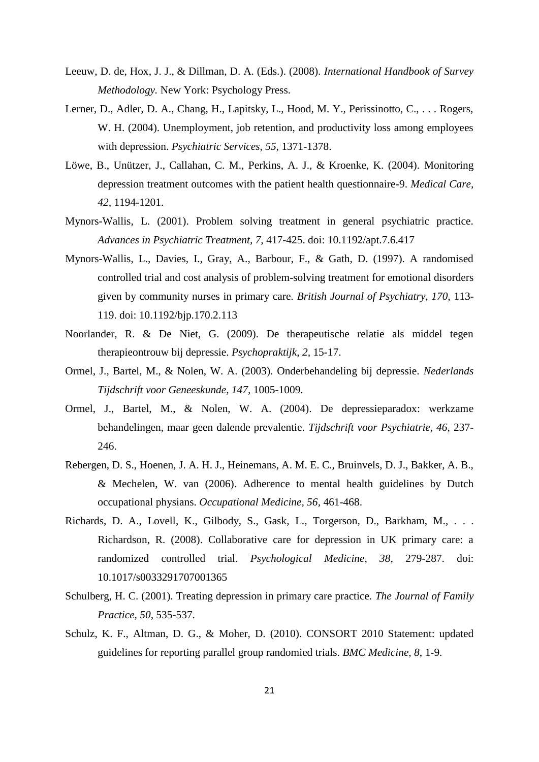Leeuw, D. de, Hox, J. J., & Dillman, D. A. (Eds.). (2008). *International Handbook of Survey Methodology.* New York: Psychology Press.

Lerner, D., Adler, D. A., Chang, H., Lapitsky, L., Hood, M. Y., Perissinotto, C., . . . Rogers, W. H. (2004). Unemployment, job retention, and productivity loss among employees with depression. *Psychiatric Services, 55,* 1371-1378.

Löwe, B., Unützer, J., Callahan, C. M., Perkins, A. J., & Kroenke, K. (2004). Monitoring depression treatment outcomes with the patient health questionnaire-9. *Medical Care, 42,* 1194-1201.

Mynors-Wallis, L. (2001). Problem solving treatment in general psychiatric practice. *Advances in Psychiatric Treatment, 7,* 417-425. doi: 10.1192/apt.7.6.417

Mynors-Wallis, L., Davies, I., Gray, A., Barbour, F., & Gath, D. (1997). A randomised controlled trial and cost analysis of problem-solving treatment for emotional disorders given by community nurses in primary care. *British Journal of Psychiatry, 170,* 113-119. doi: 10.1192/bjp.170.2.113

Noorlander, R. & De Niet, G. (2009). De therapeutische relatie als middel tegen therapieontrouw bij depressie. *Psychopraktijk, 2,* 15-17.

Ormel, J., Bartel, M., & Nolen, W. A. (2003). Onderbehandeling bij depressie. *Nederlands Tijdschrift voor Geneeskunde, 147,* 1005-1009.

Ormel, J., Bartel, M., & Nolen, W. A. (2004). De depressieparadox: werkzame behandelingen, maar geen dalende prevalentie. *Tijdschrift voor Psychiatrie, 46,* 237-246.

Rebergen, D. S., Hoenen, J. A. H. J., Heinemans, A. M. E. C., Bruinvels, D. J., Bakker, A. B., & Mechelen, W. van (2006). Adherence to mental health guidelines by Dutch occupational physians. *Occupational Medicine, 56,* 461-468.

Richards, D. A., Lovell, K., Gilbody, S., Gask, L., Torgerson, D., Barkham, M., . . . Richardson, R. (2008). Collaborative care for depression in UK primary care: a randomized controlled trial. *Psychological Medicine, 38,* 279-287. doi: 10.1017/s0033291707001365

Schulberg, H. C. (2001). Treating depression in primary care practice. *The Journal of Family Practice, 50,* 535-537.

Schulz, K. F., Altman, D. G., & Moher, D. (2010). CONSORT 2010 Statement: updated guidelines for reporting parallel group randomied trials. *BMC Medicine, 8,* 1-9.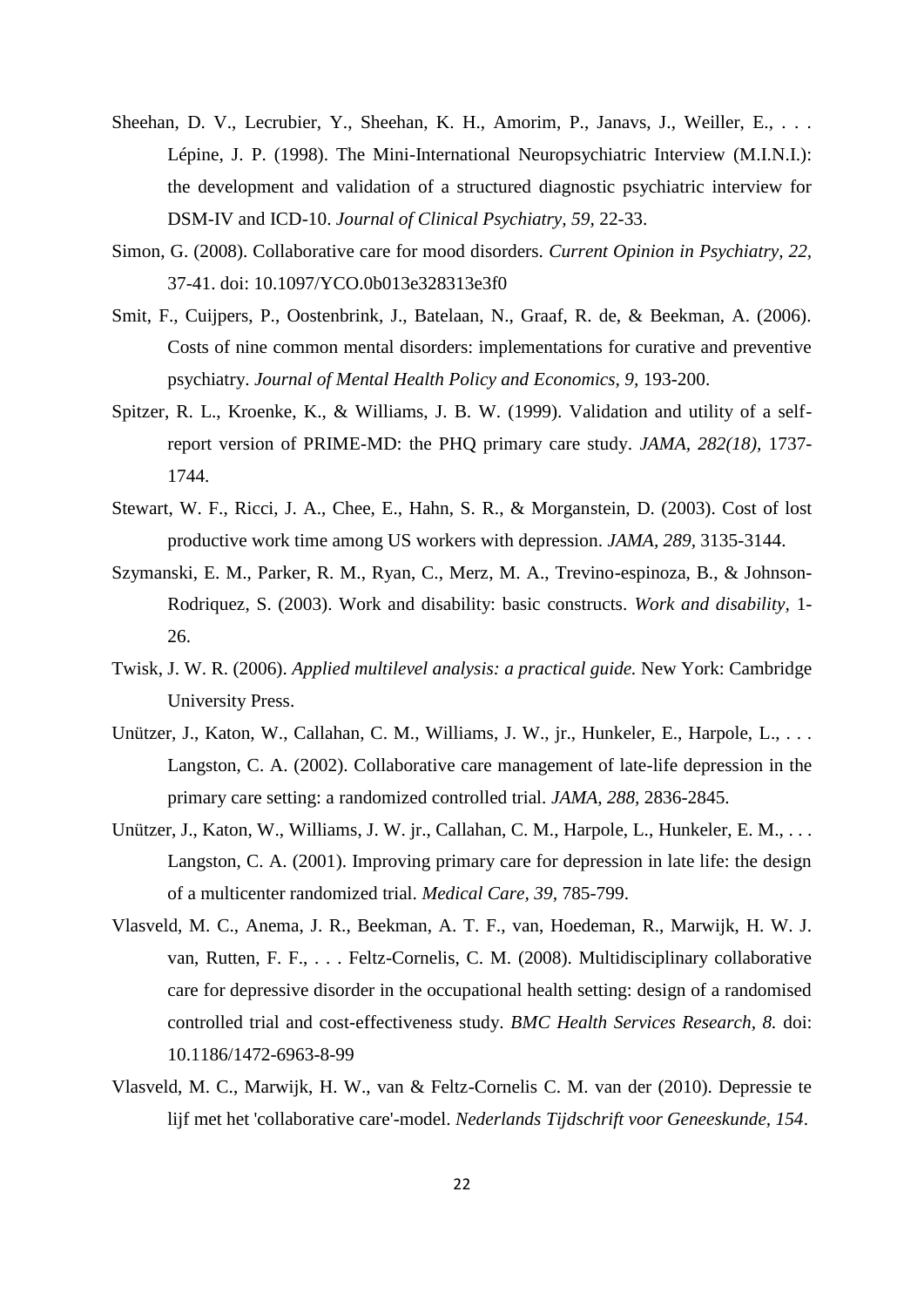Sheehan, D. V., Lecrubier, Y., Sheehan, K. H., Amorim, P., Janavs, J., Weiller, E., . . . Lépine, J. P. (1998). The Mini-International Neuropsychiatric Interview (M.I.N.I.): the development and validation of a structured diagnostic psychiatric interview for DSM-IV and ICD-10. *Journal of Clinical Psychiatry, 59*, 22-33.

Simon, G. (2008). Collaborative care for mood disorders. *Current Opinion in Psychiatry, 22*, 37-41. doi: 10.1097/YCO.0b013e328313e3f0

Smit, F., Cuijpers, P., Oostenbrink, J., Batelaan, N., Graaf, R. de, & Beekman, A. (2006). Costs of nine common mental disorders: implementations for curative and preventive psychiatry. *Journal of Mental Health Policy and Economics, 9*, 193-200.

Spitzer, R. L., Kroenke, K., & Williams, J. B. W. (1999). Validation and utility of a self-report version of PRIME-MD: the PHQ primary care study. *JAMA, 282(18)*, 1737-1744.

Stewart, W. F., Ricci, J. A., Chee, E., Hahn, S. R., & Morganstein, D. (2003). Cost of lost productive work time among US workers with depression. *JAMA, 289*, 3135-3144.

Szymanski, E. M., Parker, R. M., Ryan, C., Merz, M. A., Trevino-espinoza, B., & Johnson-Rodriquez, S. (2003). Work and disability: basic constructs. *Work and disability*, 1-26.

Twisk, J. W. R. (2006). *Applied multilevel analysis: a practical guide.* New York: Cambridge University Press.

Unützer, J., Katon, W., Callahan, C. M., Williams, J. W., jr., Hunkeler, E., Harpole, L., . . . Langston, C. A. (2002). Collaborative care management of late-life depression in the primary care setting: a randomized controlled trial. *JAMA, 288*, 2836-2845.

Unützer, J., Katon, W., Williams, J. W. jr., Callahan, C. M., Harpole, L., Hunkeler, E. M., . . . Langston, C. A. (2001). Improving primary care for depression in late life: the design of a multicenter randomized trial. *Medical Care, 39*, 785-799.

Vlasveld, M. C., Anema, J. R., Beekman, A. T. F., van, Hoedeman, R., Marwijk, H. W. J. van, Rutten, F. F., . . . Feltz-Cornelis, C. M. (2008). Multidisciplinary collaborative care for depressive disorder in the occupational health setting: design of a randomised controlled trial and cost-effectiveness study. *BMC Health Services Research, 8.* doi: 10.1186/1472-6963-8-99

Vlasveld, M. C., Marwijk, H. W., van & Feltz-Cornelis C. M. van der (2010). Depressie te lijf met het 'collaborative care'-model. *Nederlands Tijdschrift voor Geneeskunde, 154*.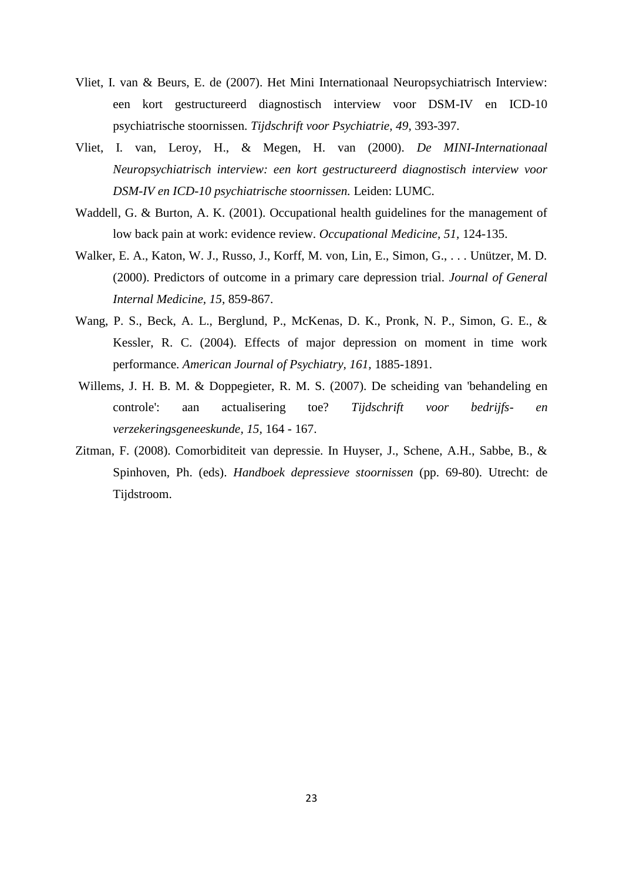Vliet, I. van & Beurs, E. de (2007). Het Mini Internationaal Neuropsychiatrisch Interview: een kort gestructureerd diagnostisch interview voor DSM-IV en ICD-10 psychiatrische stoornissen. *Tijdschrift voor Psychiatrie, 49*, 393-397.

Vliet, I. van, Leroy, H., & Megen, H. van (2000). *De MINI-Internationaal Neuropsychiatrisch interview: een kort gestructureerd diagnostisch interview voor DSM-IV en ICD-10 psychiatrische stoornissen.* Leiden: LUMC.

Waddell, G. & Burton, A. K. (2001). Occupational health guidelines for the management of low back pain at work: evidence review. *Occupational Medicine, 51,* 124-135.

Walker, E. A., Katon, W. J., Russo, J., Korff, M. von, Lin, E., Simon, G., . . . Unützer, M. D. (2000). Predictors of outcome in a primary care depression trial. *Journal of General Internal Medicine, 15,* 859-867.

Wang, P. S., Beck, A. L., Berglund, P., McKenas, D. K., Pronk, N. P., Simon, G. E., & Kessler, R. C. (2004). Effects of major depression on moment in time work performance. *American Journal of Psychiatry, 161,* 1885-1891.

Willems, J. H. B. M. & Doppegieter, R. M. S. (2007). De scheiding van 'behandeling en controle': aan actualisering toe? *Tijdschrift voor bedrijfs- en verzekeringsgeneeskunde, 15,* 164 - 167.

Zitman, F. (2008). Comorbiditeit van depressie. In Huyser, J., Schene, A.H., Sabbe, B., & Spinhoven, Ph. (eds). *Handboek depressieve stoornissen* (pp. 69-80). Utrecht: de Tijdstroom.